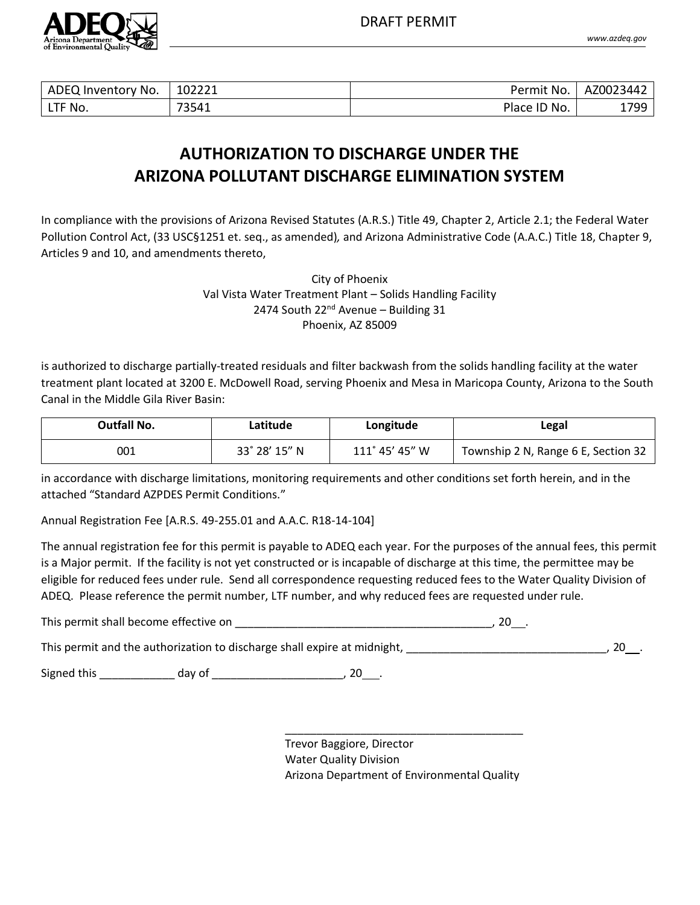DRAFT PERMIT

| ADEQ Inventory No. | 102221 | Permit No. | AZ0023442 |
| --- | --- | --- | --- |
| LTF No. | 73541 | Place ID No. | 1799 |

# AUTHORIZATION TO DISCHARGE UNDER THE ARIZONA POLLUTANT DISCHARGE ELIMINATION SYSTEM

In compliance with the provisions of Arizona Revised Statutes (A.R.S.) Title 49, Chapter 2, Article 2.1; the Federal Water Pollution Control Act, (33 USC§1251 et. seq., as amended), and Arizona Administrative Code (A.A.C.) Title 18, Chapter 9, Articles 9 and 10, and amendments thereto,

City of Phoenix
Val Vista Water Treatment Plant – Solids Handling Facility
2474 South 22nd Avenue – Building 31
Phoenix, AZ 85009

is authorized to discharge partially-treated residuals and filter backwash from the solids handling facility at the water treatment plant located at 3200 E. McDowell Road, serving Phoenix and Mesa in Maricopa County, Arizona to the South Canal in the Middle Gila River Basin:

| Outfall No. | Latitude | Longitude | Legal |
| --- | --- | --- | --- |
| 001 | 33˚ 28' 15" N | 111˚ 45' 45" W | Township 2 N, Range 6 E, Section 32 |

in accordance with discharge limitations, monitoring requirements and other conditions set forth herein, and in the attached "Standard AZPDES Permit Conditions."

Annual Registration Fee [A.R.S. 49-255.01 and A.A.C. R18-14-104]

The annual registration fee for this permit is payable to ADEQ each year. For the purposes of the annual fees, this permit is a Major permit. If the facility is not yet constructed or is incapable of discharge at this time, the permittee may be eligible for reduced fees under rule. Send all correspondence requesting reduced fees to the Water Quality Division of ADEQ. Please reference the permit number, LTF number, and why reduced fees are requested under rule.

This permit shall become effective on __________________________________________, 20__.

This permit and the authorization to discharge shall expire at midnight, ________________________________, 20__.

Signed this ____________ day of _____________________, 20___.

_______________________________________
Trevor Baggiore, Director
Water Quality Division
Arizona Department of Environmental Quality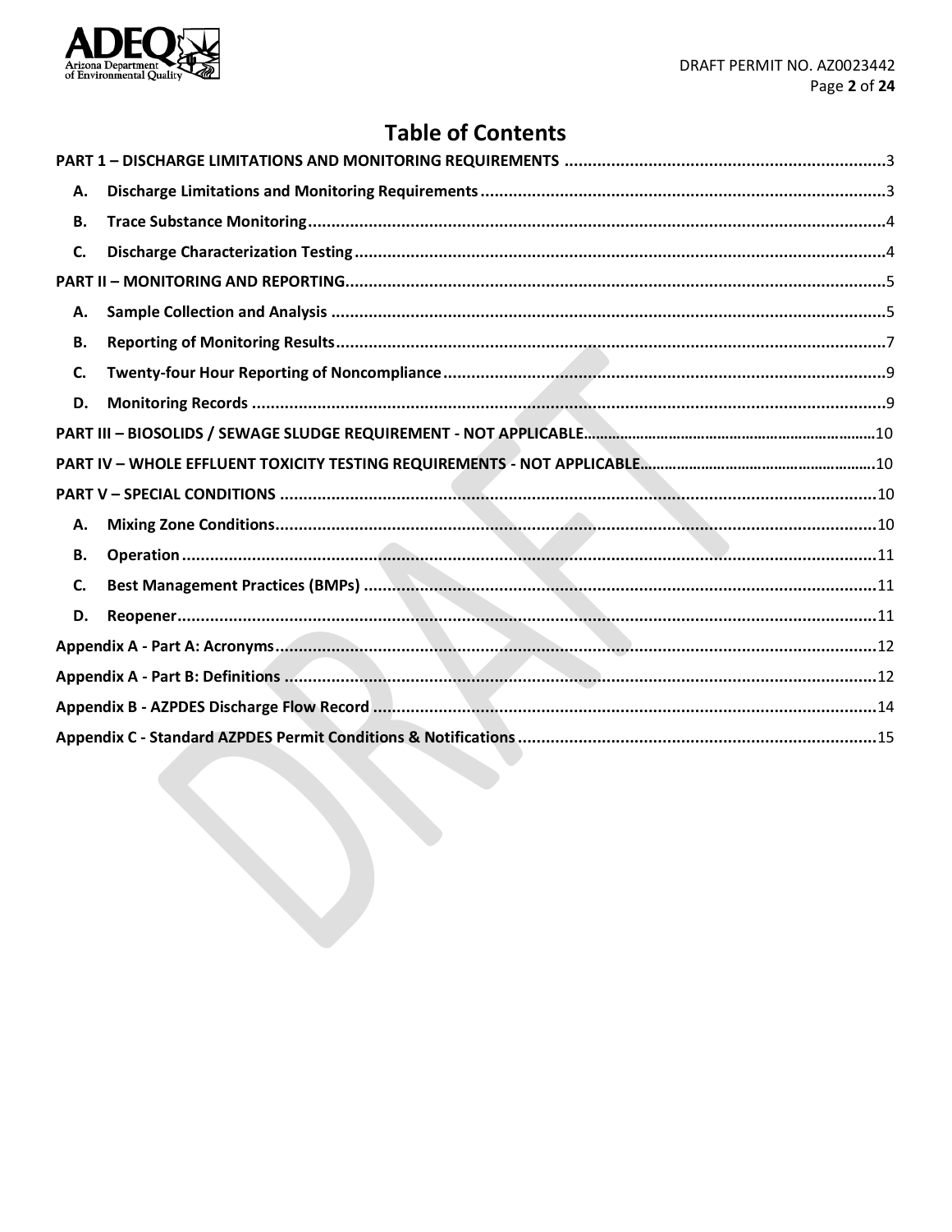# Table of Contents

**PART 1 – DISCHARGE LIMITATIONS AND MONITORING REQUIREMENTS** ..... 3

- **A. Discharge Limitations and Monitoring Requirements** ..... 3
- **B. Trace Substance Monitoring** ..... 4
- **C. Discharge Characterization Testing** ..... 4

**PART II – MONITORING AND REPORTING** ..... 5

- **A. Sample Collection and Analysis** ..... 5
- **B. Reporting of Monitoring Results** ..... 7
- **C. Twenty-four Hour Reporting of Noncompliance** ..... 9
- **D. Monitoring Records** ..... 9

**PART III – BIOSOLIDS / SEWAGE SLUDGE REQUIREMENT - NOT APPLICABLE** ..... 10

**PART IV – WHOLE EFFLUENT TOXICITY TESTING REQUIREMENTS - NOT APPLICABLE** ..... 10

**PART V – SPECIAL CONDITIONS** ..... 10

- **A. Mixing Zone Conditions** ..... 10
- **B. Operation** ..... 11
- **C. Best Management Practices (BMPs)** ..... 11
- **D. Reopener** ..... 11

**Appendix A - Part A: Acronyms** ..... 12

**Appendix A - Part B: Definitions** ..... 12

**Appendix B - AZPDES Discharge Flow Record** ..... 14

**Appendix C - Standard AZPDES Permit Conditions & Notifications** ..... 15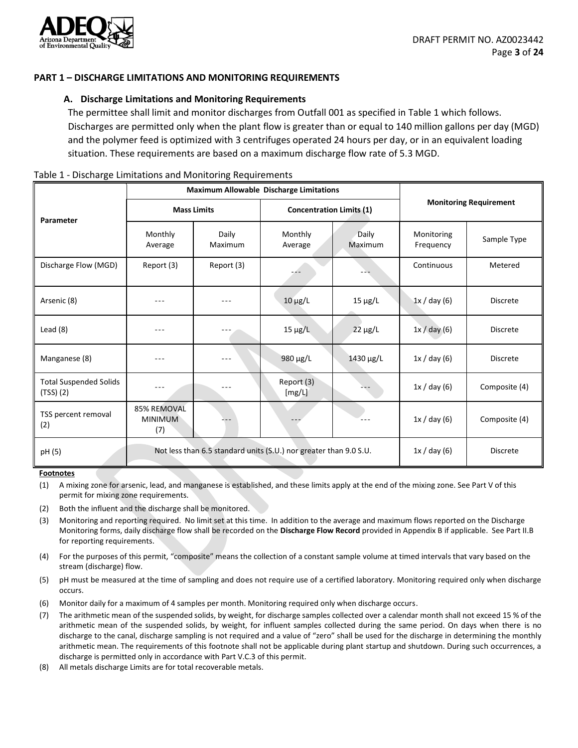## PART 1 – DISCHARGE LIMITATIONS AND MONITORING REQUIREMENTS

### A. Discharge Limitations and Monitoring Requirements

The permittee shall limit and monitor discharges from Outfall 001 as specified in Table 1 which follows. Discharges are permitted only when the plant flow is greater than or equal to 140 million gallons per day (MGD) and the polymer feed is optimized with 3 centrifuges operated 24 hours per day, or in an equivalent loading situation. These requirements are based on a maximum discharge flow rate of 5.3 MGD.

Table 1 - Discharge Limitations and Monitoring Requirements

| Parameter | Maximum Allowable Discharge Limitations | | | | Monitoring Requirement | |
|---|---|---|---|---|---|---|
| | Mass Limits | | Concentration Limits (1) | | | |
| | Monthly Average | Daily Maximum | Monthly Average | Daily Maximum | Monitoring Frequency | Sample Type |
| Discharge Flow (MGD) | Report (3) | Report (3) | --- | --- | Continuous | Metered |
| Arsenic (8) | --- | --- | 10 µg/L | 15 µg/L | 1x / day (6) | Discrete |
| Lead (8) | --- | --- | 15 µg/L | 22 µg/L | 1x / day (6) | Discrete |
| Manganese (8) | --- | --- | 980 µg/L | 1430 µg/L | 1x / day (6) | Discrete |
| Total Suspended Solids (TSS) (2) | --- | --- | Report (3) [mg/L] | --- | 1x / day (6) | Composite (4) |
| TSS percent removal (2) | 85% REMOVAL MINIMUM (7) | --- | --- | --- | 1x / day (6) | Composite (4) |
| pH (5) | Not less than 6.5 standard units (S.U.) nor greater than 9.0 S.U. | | | | 1x / day (6) | Discrete |

**Footnotes**

(1) A mixing zone for arsenic, lead, and manganese is established, and these limits apply at the end of the mixing zone. See Part V of this permit for mixing zone requirements.

(2) Both the influent and the discharge shall be monitored.

(3) Monitoring and reporting required. No limit set at this time. In addition to the average and maximum flows reported on the Discharge Monitoring forms, daily discharge flow shall be recorded on the **Discharge Flow Record** provided in Appendix B if applicable. See Part II.B for reporting requirements.

(4) For the purposes of this permit, "composite" means the collection of a constant sample volume at timed intervals that vary based on the stream (discharge) flow.

(5) pH must be measured at the time of sampling and does not require use of a certified laboratory. Monitoring required only when discharge occurs.

(6) Monitor daily for a maximum of 4 samples per month. Monitoring required only when discharge occurs.

(7) The arithmetic mean of the suspended solids, by weight, for discharge samples collected over a calendar month shall not exceed 15 % of the arithmetic mean of the suspended solids, by weight, for influent samples collected during the same period. On days when there is no discharge to the canal, discharge sampling is not required and a value of "zero" shall be used for the discharge in determining the monthly arithmetic mean. The requirements of this footnote shall not be applicable during plant startup and shutdown. During such occurrences, a discharge is permitted only in accordance with Part V.C.3 of this permit.

(8) All metals discharge Limits are for total recoverable metals.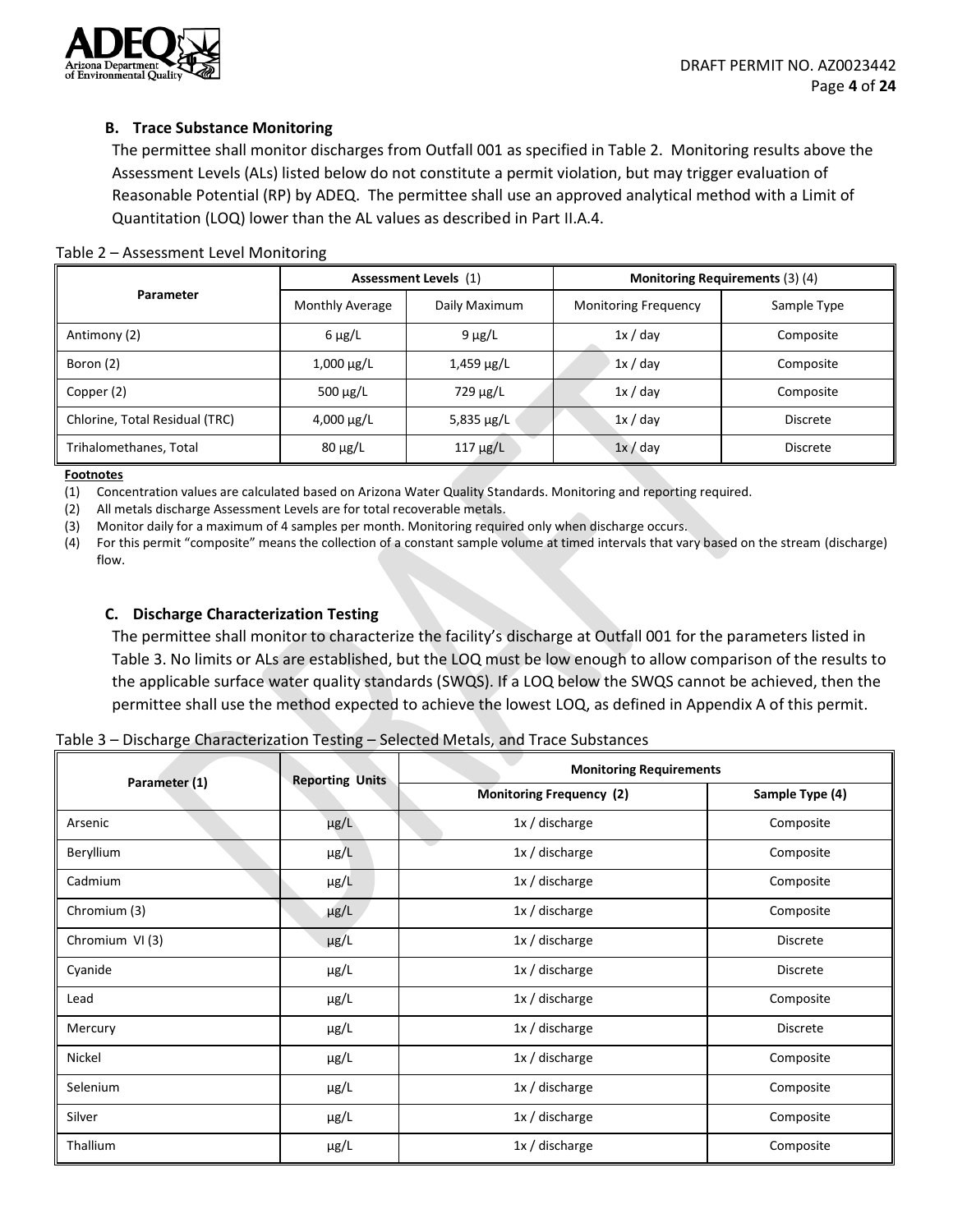### B. Trace Substance Monitoring

The permittee shall monitor discharges from Outfall 001 as specified in Table 2. Monitoring results above the Assessment Levels (ALs) listed below do not constitute a permit violation, but may trigger evaluation of Reasonable Potential (RP) by ADEQ. The permittee shall use an approved analytical method with a Limit of Quantitation (LOQ) lower than the AL values as described in Part II.A.4.

Table 2 – Assessment Level Monitoring

| Parameter | Assessment Levels (1) | | Monitoring Requirements (3) (4) | |
|---|---|---|---|---|
| | Monthly Average | Daily Maximum | Monitoring Frequency | Sample Type |
| Antimony (2) | 6 µg/L | 9 µg/L | 1x / day | Composite |
| Boron (2) | 1,000 µg/L | 1,459 µg/L | 1x / day | Composite |
| Copper (2) | 500 µg/L | 729 µg/L | 1x / day | Composite |
| Chlorine, Total Residual (TRC) | 4,000 µg/L | 5,835 µg/L | 1x / day | Discrete |
| Trihalomethanes, Total | 80 µg/L | 117 µg/L | 1x / day | Discrete |

**Footnotes**

(1) Concentration values are calculated based on Arizona Water Quality Standards. Monitoring and reporting required.
(2) All metals discharge Assessment Levels are for total recoverable metals.
(3) Monitor daily for a maximum of 4 samples per month. Monitoring required only when discharge occurs.
(4) For this permit "composite" means the collection of a constant sample volume at timed intervals that vary based on the stream (discharge) flow.

### C. Discharge Characterization Testing

The permittee shall monitor to characterize the facility's discharge at Outfall 001 for the parameters listed in Table 3. No limits or ALs are established, but the LOQ must be low enough to allow comparison of the results to the applicable surface water quality standards (SWQS). If a LOQ below the SWQS cannot be achieved, then the permittee shall use the method expected to achieve the lowest LOQ, as defined in Appendix A of this permit.

Table 3 – Discharge Characterization Testing – Selected Metals, and Trace Substances

| Parameter (1) | Reporting Units | Monitoring Requirements | |
|---|---|---|---|
| | | Monitoring Frequency (2) | Sample Type (4) |
| Arsenic | µg/L | 1x / discharge | Composite |
| Beryllium | µg/L | 1x / discharge | Composite |
| Cadmium | µg/L | 1x / discharge | Composite |
| Chromium (3) | µg/L | 1x / discharge | Composite |
| Chromium VI (3) | µg/L | 1x / discharge | Discrete |
| Cyanide | µg/L | 1x / discharge | Discrete |
| Lead | µg/L | 1x / discharge | Composite |
| Mercury | µg/L | 1x / discharge | Discrete |
| Nickel | µg/L | 1x / discharge | Composite |
| Selenium | µg/L | 1x / discharge | Composite |
| Silver | µg/L | 1x / discharge | Composite |
| Thallium | µg/L | 1x / discharge | Composite |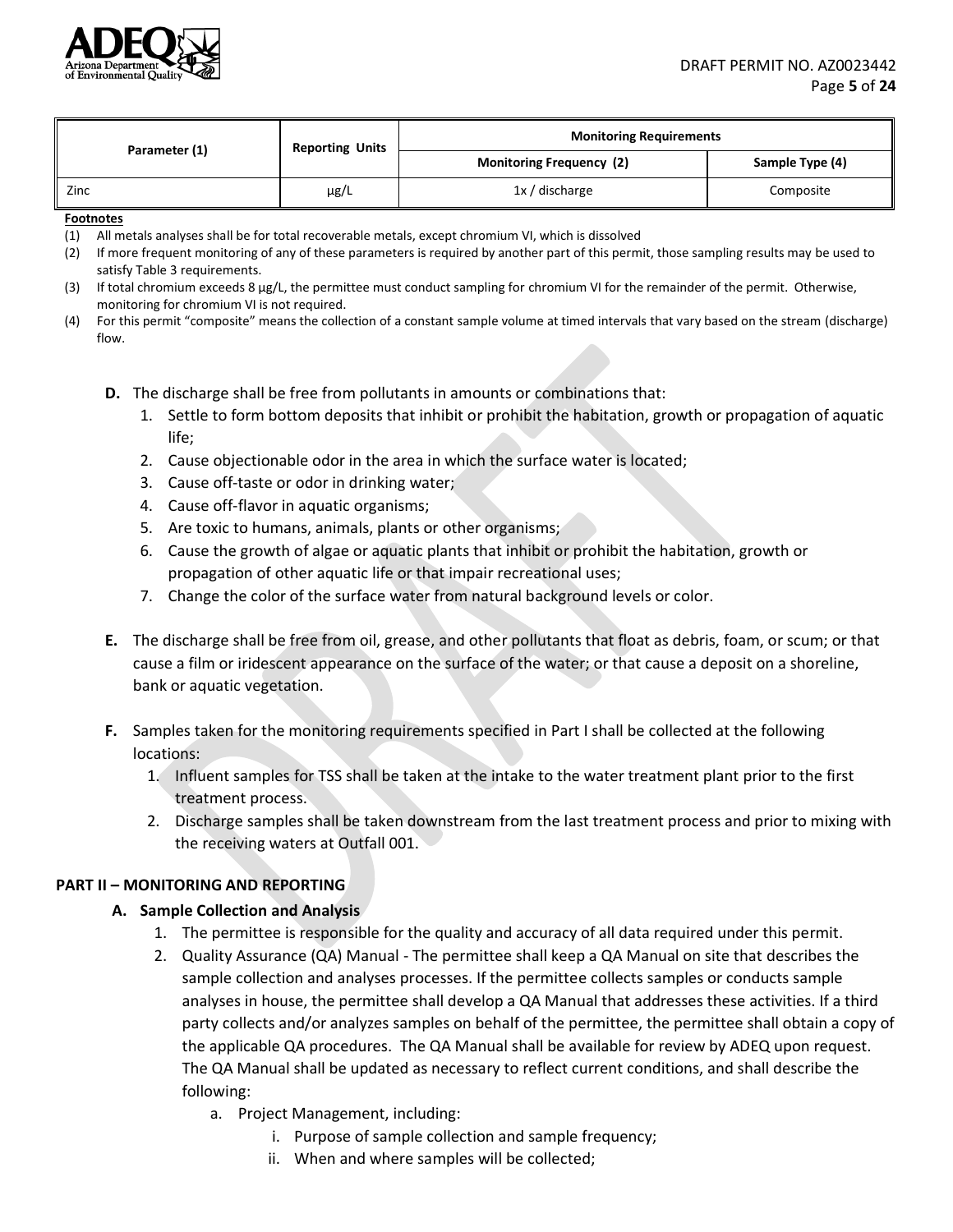| Parameter (1) | Reporting Units | Monitoring Requirements | |
|---|---|---|---|
| | | Monitoring Frequency (2) | Sample Type (4) |
| Zinc | µg/L | 1x / discharge | Composite |

**Footnotes**

(1) All metals analyses shall be for total recoverable metals, except chromium VI, which is dissolved

(2) If more frequent monitoring of any of these parameters is required by another part of this permit, those sampling results may be used to satisfy Table 3 requirements.

(3) If total chromium exceeds 8 µg/L, the permittee must conduct sampling for chromium VI for the remainder of the permit. Otherwise, monitoring for chromium VI is not required.

(4) For this permit "composite" means the collection of a constant sample volume at timed intervals that vary based on the stream (discharge) flow.

**D.** The discharge shall be free from pollutants in amounts or combinations that:

1. Settle to form bottom deposits that inhibit or prohibit the habitation, growth or propagation of aquatic life;
2. Cause objectionable odor in the area in which the surface water is located;
3. Cause off-taste or odor in drinking water;
4. Cause off-flavor in aquatic organisms;
5. Are toxic to humans, animals, plants or other organisms;
6. Cause the growth of algae or aquatic plants that inhibit or prohibit the habitation, growth or propagation of other aquatic life or that impair recreational uses;
7. Change the color of the surface water from natural background levels or color.

**E.** The discharge shall be free from oil, grease, and other pollutants that float as debris, foam, or scum; or that cause a film or iridescent appearance on the surface of the water; or that cause a deposit on a shoreline, bank or aquatic vegetation.

**F.** Samples taken for the monitoring requirements specified in Part I shall be collected at the following locations:

1. Influent samples for TSS shall be taken at the intake to the water treatment plant prior to the first treatment process.
2. Discharge samples shall be taken downstream from the last treatment process and prior to mixing with the receiving waters at Outfall 001.

## PART II – MONITORING AND REPORTING

### A. Sample Collection and Analysis

1. The permittee is responsible for the quality and accuracy of all data required under this permit.
2. Quality Assurance (QA) Manual - The permittee shall keep a QA Manual on site that describes the sample collection and analyses processes. If the permittee collects samples or conducts sample analyses in house, the permittee shall develop a QA Manual that addresses these activities. If a third party collects and/or analyzes samples on behalf of the permittee, the permittee shall obtain a copy of the applicable QA procedures. The QA Manual shall be available for review by ADEQ upon request. The QA Manual shall be updated as necessary to reflect current conditions, and shall describe the following:
    a. Project Management, including:
        i. Purpose of sample collection and sample frequency;
        ii. When and where samples will be collected;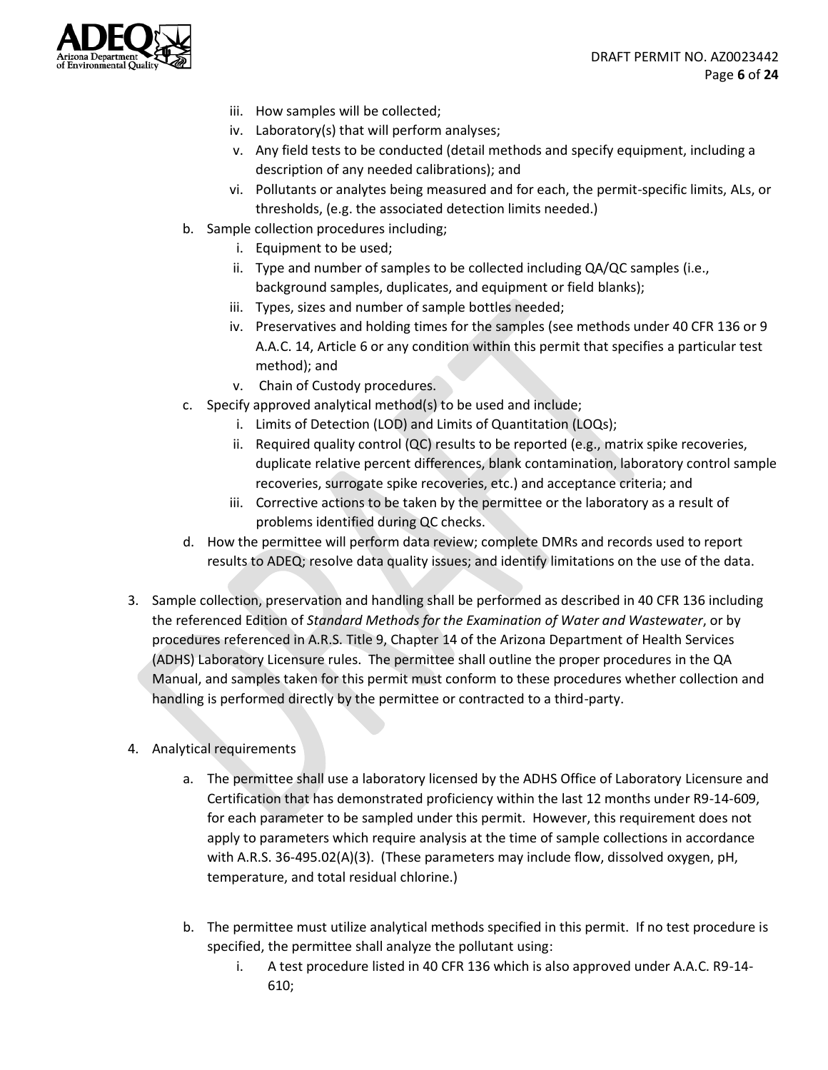iii. How samples will be collected;
   iv. Laboratory(s) that will perform analyses;
   v. Any field tests to be conducted (detail methods and specify equipment, including a description of any needed calibrations); and
   vi. Pollutants or analytes being measured and for each, the permit-specific limits, ALs, or thresholds, (e.g. the associated detection limits needed.)

b. Sample collection procedures including;
   i. Equipment to be used;
   ii. Type and number of samples to be collected including QA/QC samples (i.e., background samples, duplicates, and equipment or field blanks);
   iii. Types, sizes and number of sample bottles needed;
   iv. Preservatives and holding times for the samples (see methods under 40 CFR 136 or 9 A.A.C. 14, Article 6 or any condition within this permit that specifies a particular test method); and
   v. Chain of Custody procedures.

c. Specify approved analytical method(s) to be used and include;
   i. Limits of Detection (LOD) and Limits of Quantitation (LOQs);
   ii. Required quality control (QC) results to be reported (e.g., matrix spike recoveries, duplicate relative percent differences, blank contamination, laboratory control sample recoveries, surrogate spike recoveries, etc.) and acceptance criteria; and
   iii. Corrective actions to be taken by the permittee or the laboratory as a result of problems identified during QC checks.

d. How the permittee will perform data review; complete DMRs and records used to report results to ADEQ; resolve data quality issues; and identify limitations on the use of the data.

3. Sample collection, preservation and handling shall be performed as described in 40 CFR 136 including the referenced Edition of *Standard Methods for the Examination of Water and Wastewater*, or by procedures referenced in A.R.S. Title 9, Chapter 14 of the Arizona Department of Health Services (ADHS) Laboratory Licensure rules. The permittee shall outline the proper procedures in the QA Manual, and samples taken for this permit must conform to these procedures whether collection and handling is performed directly by the permittee or contracted to a third-party.

4. Analytical requirements

   a. The permittee shall use a laboratory licensed by the ADHS Office of Laboratory Licensure and Certification that has demonstrated proficiency within the last 12 months under R9-14-609, for each parameter to be sampled under this permit. However, this requirement does not apply to parameters which require analysis at the time of sample collections in accordance with A.R.S. 36-495.02(A)(3). (These parameters may include flow, dissolved oxygen, pH, temperature, and total residual chlorine.)

   b. The permittee must utilize analytical methods specified in this permit. If no test procedure is specified, the permittee shall analyze the pollutant using:
      i. A test procedure listed in 40 CFR 136 which is also approved under A.A.C. R9-14-610;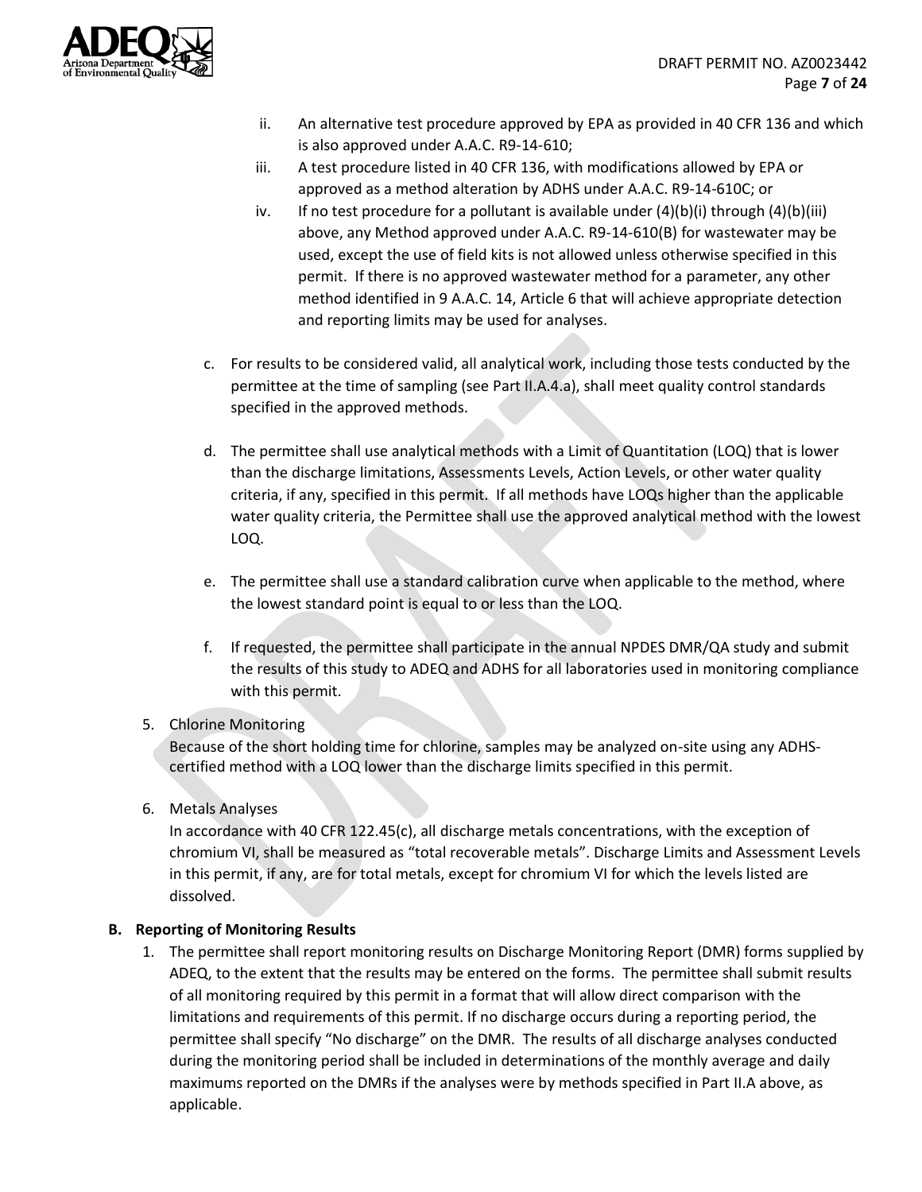- ii. An alternative test procedure approved by EPA as provided in 40 CFR 136 and which is also approved under A.A.C. R9-14-610;
   - iii. A test procedure listed in 40 CFR 136, with modifications allowed by EPA or approved as a method alteration by ADHS under A.A.C. R9-14-610C; or
   - iv. If no test procedure for a pollutant is available under (4)(b)(i) through (4)(b)(iii) above, any Method approved under A.A.C. R9-14-610(B) for wastewater may be used, except the use of field kits is not allowed unless otherwise specified in this permit. If there is no approved wastewater method for a parameter, any other method identified in 9 A.A.C. 14, Article 6 that will achieve appropriate detection and reporting limits may be used for analyses.

   c. For results to be considered valid, all analytical work, including those tests conducted by the permittee at the time of sampling (see Part II.A.4.a), shall meet quality control standards specified in the approved methods.

   d. The permittee shall use analytical methods with a Limit of Quantitation (LOQ) that is lower than the discharge limitations, Assessments Levels, Action Levels, or other water quality criteria, if any, specified in this permit. If all methods have LOQs higher than the applicable water quality criteria, the Permittee shall use the approved analytical method with the lowest LOQ.

   e. The permittee shall use a standard calibration curve when applicable to the method, where the lowest standard point is equal to or less than the LOQ.

   f. If requested, the permittee shall participate in the annual NPDES DMR/QA study and submit the results of this study to ADEQ and ADHS for all laboratories used in monitoring compliance with this permit.

5. Chlorine Monitoring
   Because of the short holding time for chlorine, samples may be analyzed on-site using any ADHS-certified method with a LOQ lower than the discharge limits specified in this permit.

6. Metals Analyses
   In accordance with 40 CFR 122.45(c), all discharge metals concentrations, with the exception of chromium VI, shall be measured as "total recoverable metals". Discharge Limits and Assessment Levels in this permit, if any, are for total metals, except for chromium VI for which the levels listed are dissolved.

### B. Reporting of Monitoring Results

1. The permittee shall report monitoring results on Discharge Monitoring Report (DMR) forms supplied by ADEQ, to the extent that the results may be entered on the forms. The permittee shall submit results of all monitoring required by this permit in a format that will allow direct comparison with the limitations and requirements of this permit. If no discharge occurs during a reporting period, the permittee shall specify "No discharge" on the DMR. The results of all discharge analyses conducted during the monitoring period shall be included in determinations of the monthly average and daily maximums reported on the DMRs if the analyses were by methods specified in Part II.A above, as applicable.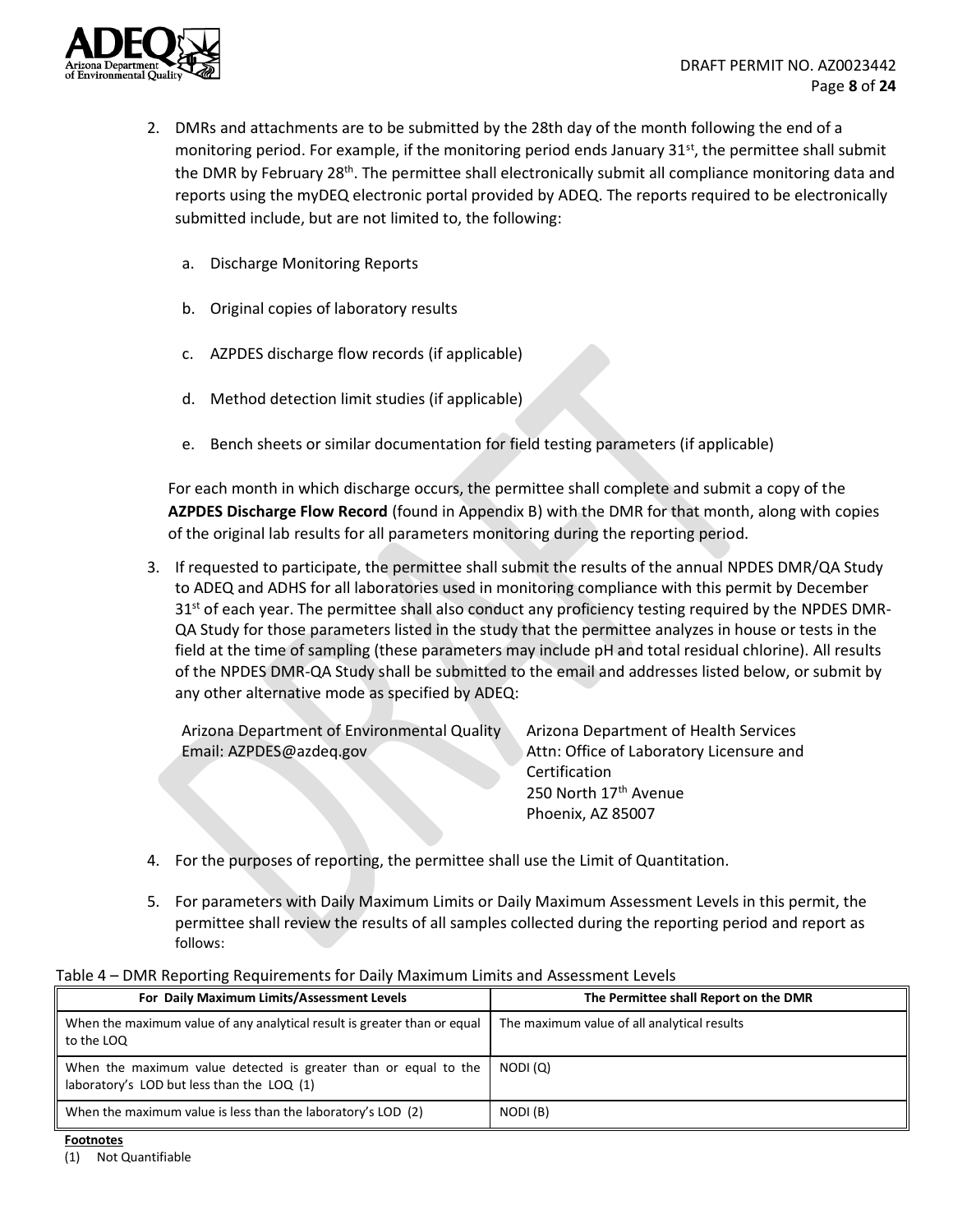2. DMRs and attachments are to be submitted by the 28th day of the month following the end of a monitoring period. For example, if the monitoring period ends January 31st, the permittee shall submit the DMR by February 28th. The permittee shall electronically submit all compliance monitoring data and reports using the myDEQ electronic portal provided by ADEQ. The reports required to be electronically submitted include, but are not limited to, the following:

   a. Discharge Monitoring Reports

   b. Original copies of laboratory results

   c. AZPDES discharge flow records (if applicable)

   d. Method detection limit studies (if applicable)

   e. Bench sheets or similar documentation for field testing parameters (if applicable)

   For each month in which discharge occurs, the permittee shall complete and submit a copy of the **AZPDES Discharge Flow Record** (found in Appendix B) with the DMR for that month, along with copies of the original lab results for all parameters monitoring during the reporting period.

3. If requested to participate, the permittee shall submit the results of the annual NPDES DMR/QA Study to ADEQ and ADHS for all laboratories used in monitoring compliance with this permit by December 31st of each year. The permittee shall also conduct any proficiency testing required by the NPDES DMR-QA Study for those parameters listed in the study that the permittee analyzes in house or tests in the field at the time of sampling (these parameters may include pH and total residual chlorine). All results of the NPDES DMR-QA Study shall be submitted to the email and addresses listed below, or submit by any other alternative mode as specified by ADEQ:

   Arizona Department of Environmental Quality
   Email: AZPDES@azdeq.gov

   Arizona Department of Health Services
   Attn: Office of Laboratory Licensure and Certification
   250 North 17th Avenue
   Phoenix, AZ 85007

4. For the purposes of reporting, the permittee shall use the Limit of Quantitation.

5. For parameters with Daily Maximum Limits or Daily Maximum Assessment Levels in this permit, the permittee shall review the results of all samples collected during the reporting period and report as follows:

Table 4 – DMR Reporting Requirements for Daily Maximum Limits and Assessment Levels

| For Daily Maximum Limits/Assessment Levels | The Permittee shall Report on the DMR |
|---|---|
| When the maximum value of any analytical result is greater than or equal to the LOQ | The maximum value of all analytical results |
| When the maximum value detected is greater than or equal to the laboratory's LOD but less than the LOQ (1) | NODI (Q) |
| When the maximum value is less than the laboratory's LOD (2) | NODI (B) |

**Footnotes**

(1) Not Quantifiable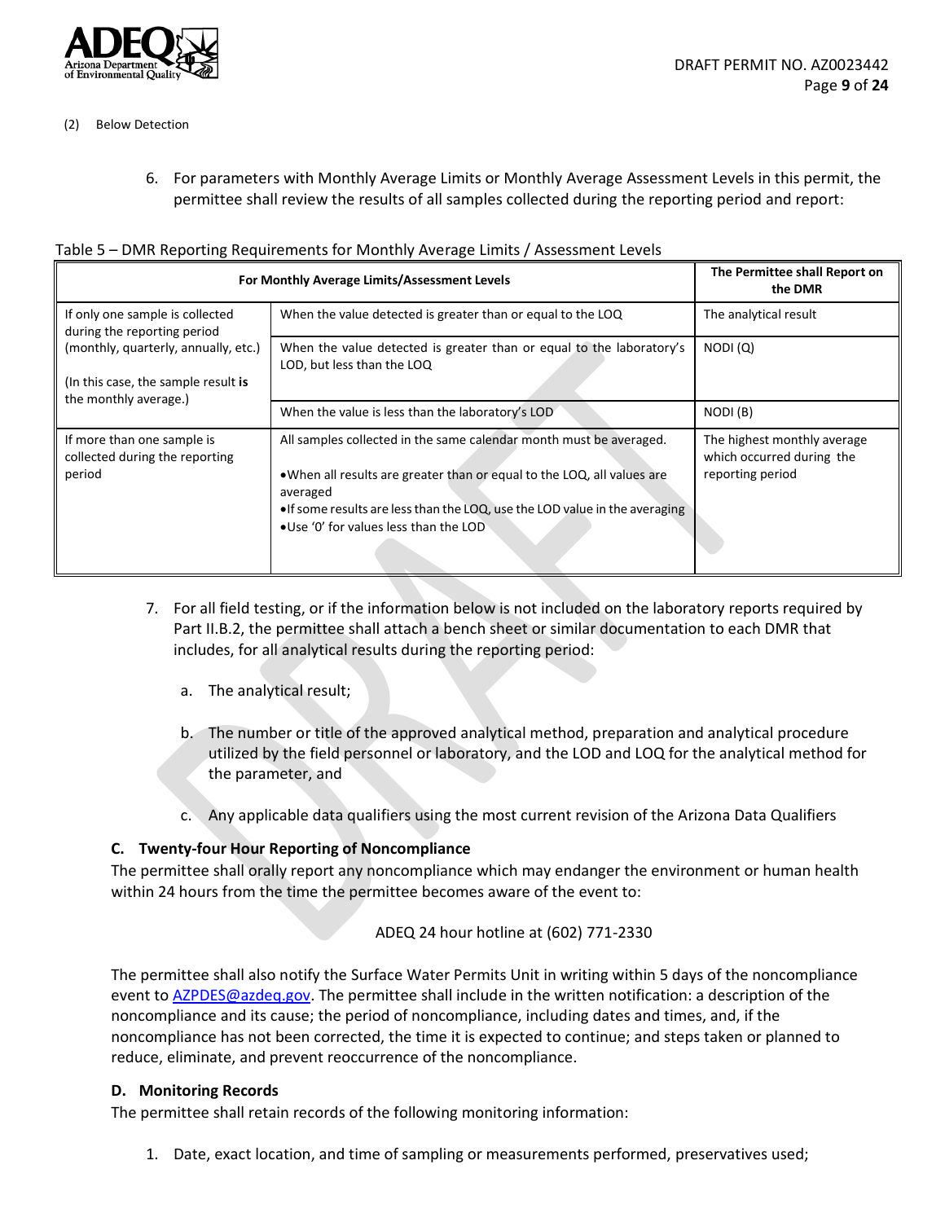(2) Below Detection

6. For parameters with Monthly Average Limits or Monthly Average Assessment Levels in this permit, the permittee shall review the results of all samples collected during the reporting period and report:

Table 5 – DMR Reporting Requirements for Monthly Average Limits / Assessment Levels

| For Monthly Average Limits/Assessment Levels | | The Permittee shall Report on the DMR |
|---|---|---|
| If only one sample is collected during the reporting period (monthly, quarterly, annually, etc.) (In this case, the sample result **is** the monthly average.) | When the value detected is greater than or equal to the LOQ | The analytical result |
| | When the value detected is greater than or equal to the laboratory's LOD, but less than the LOQ | NODI (Q) |
| | When the value is less than the laboratory's LOD | NODI (B) |
| If more than one sample is collected during the reporting period | All samples collected in the same calendar month must be averaged. • When all results are greater than or equal to the LOQ, all values are averaged • If some results are less than the LOQ, use the LOD value in the averaging • Use '0' for values less than the LOD | The highest monthly average which occurred during the reporting period |

7. For all field testing, or if the information below is not included on the laboratory reports required by Part II.B.2, the permittee shall attach a bench sheet or similar documentation to each DMR that includes, for all analytical results during the reporting period:

   a. The analytical result;

   b. The number or title of the approved analytical method, preparation and analytical procedure utilized by the field personnel or laboratory, and the LOD and LOQ for the analytical method for the parameter, and

   c. Any applicable data qualifiers using the most current revision of the Arizona Data Qualifiers

### C. Twenty-four Hour Reporting of Noncompliance

The permittee shall orally report any noncompliance which may endanger the environment or human health within 24 hours from the time the permittee becomes aware of the event to:

ADEQ 24 hour hotline at (602) 771-2330

The permittee shall also notify the Surface Water Permits Unit in writing within 5 days of the noncompliance event to AZPDES@azdeq.gov. The permittee shall include in the written notification: a description of the noncompliance and its cause; the period of noncompliance, including dates and times, and, if the noncompliance has not been corrected, the time it is expected to continue; and steps taken or planned to reduce, eliminate, and prevent reoccurrence of the noncompliance.

### D. Monitoring Records

The permittee shall retain records of the following monitoring information:

1. Date, exact location, and time of sampling or measurements performed, preservatives used;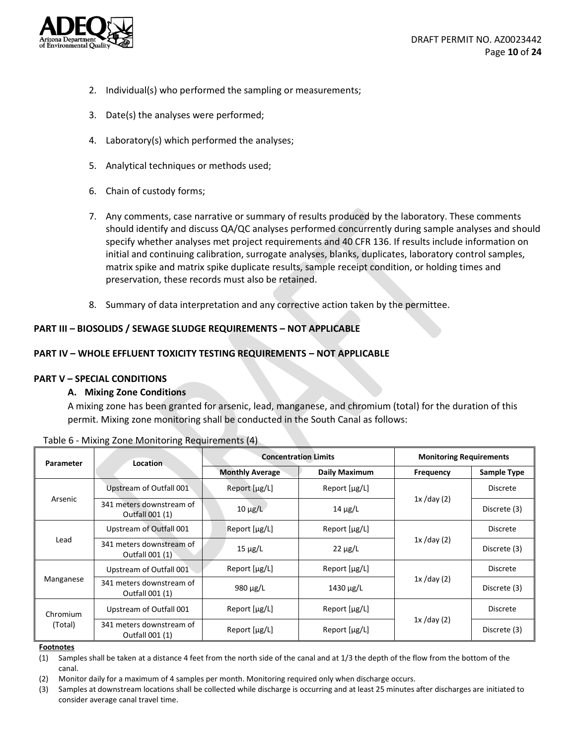2. Individual(s) who performed the sampling or measurements;

3. Date(s) the analyses were performed;

4. Laboratory(s) which performed the analyses;

5. Analytical techniques or methods used;

6. Chain of custody forms;

7. Any comments, case narrative or summary of results produced by the laboratory. These comments should identify and discuss QA/QC analyses performed concurrently during sample analyses and should specify whether analyses met project requirements and 40 CFR 136. If results include information on initial and continuing calibration, surrogate analyses, blanks, duplicates, laboratory control samples, matrix spike and matrix spike duplicate results, sample receipt condition, or holding times and preservation, these records must also be retained.

8. Summary of data interpretation and any corrective action taken by the permittee.

**PART III – BIOSOLIDS / SEWAGE SLUDGE REQUIREMENTS – NOT APPLICABLE**

**PART IV – WHOLE EFFLUENT TOXICITY TESTING REQUIREMENTS – NOT APPLICABLE**

**PART V – SPECIAL CONDITIONS**

**A. Mixing Zone Conditions**

A mixing zone has been granted for arsenic, lead, manganese, and chromium (total) for the duration of this permit. Mixing zone monitoring shall be conducted in the South Canal as follows:

Table 6 - Mixing Zone Monitoring Requirements (4)

| Parameter | Location | Concentration Limits | | Monitoring Requirements | |
|---|---|---|---|---|---|
| | | Monthly Average | Daily Maximum | Frequency | Sample Type |
| Arsenic | Upstream of Outfall 001 | Report [μg/L] | Report [μg/L] | 1x /day (2) | Discrete |
| | 341 meters downstream of Outfall 001 (1) | 10 μg/L | 14 μg/L | | Discrete (3) |
| Lead | Upstream of Outfall 001 | Report [μg/L] | Report [μg/L] | 1x /day (2) | Discrete |
| | 341 meters downstream of Outfall 001 (1) | 15 μg/L | 22 μg/L | | Discrete (3) |
| Manganese | Upstream of Outfall 001 | Report [μg/L] | Report [μg/L] | 1x /day (2) | Discrete |
| | 341 meters downstream of Outfall 001 (1) | 980 μg/L | 1430 μg/L | | Discrete (3) |
| Chromium (Total) | Upstream of Outfall 001 | Report [μg/L] | Report [μg/L] | 1x /day (2) | Discrete |
| | 341 meters downstream of Outfall 001 (1) | Report [μg/L] | Report [μg/L] | | Discrete (3) |

**Footnotes**

(1) Samples shall be taken at a distance 4 feet from the north side of the canal and at 1/3 the depth of the flow from the bottom of the canal.

(2) Monitor daily for a maximum of 4 samples per month. Monitoring required only when discharge occurs.

(3) Samples at downstream locations shall be collected while discharge is occurring and at least 25 minutes after discharges are initiated to consider average canal travel time.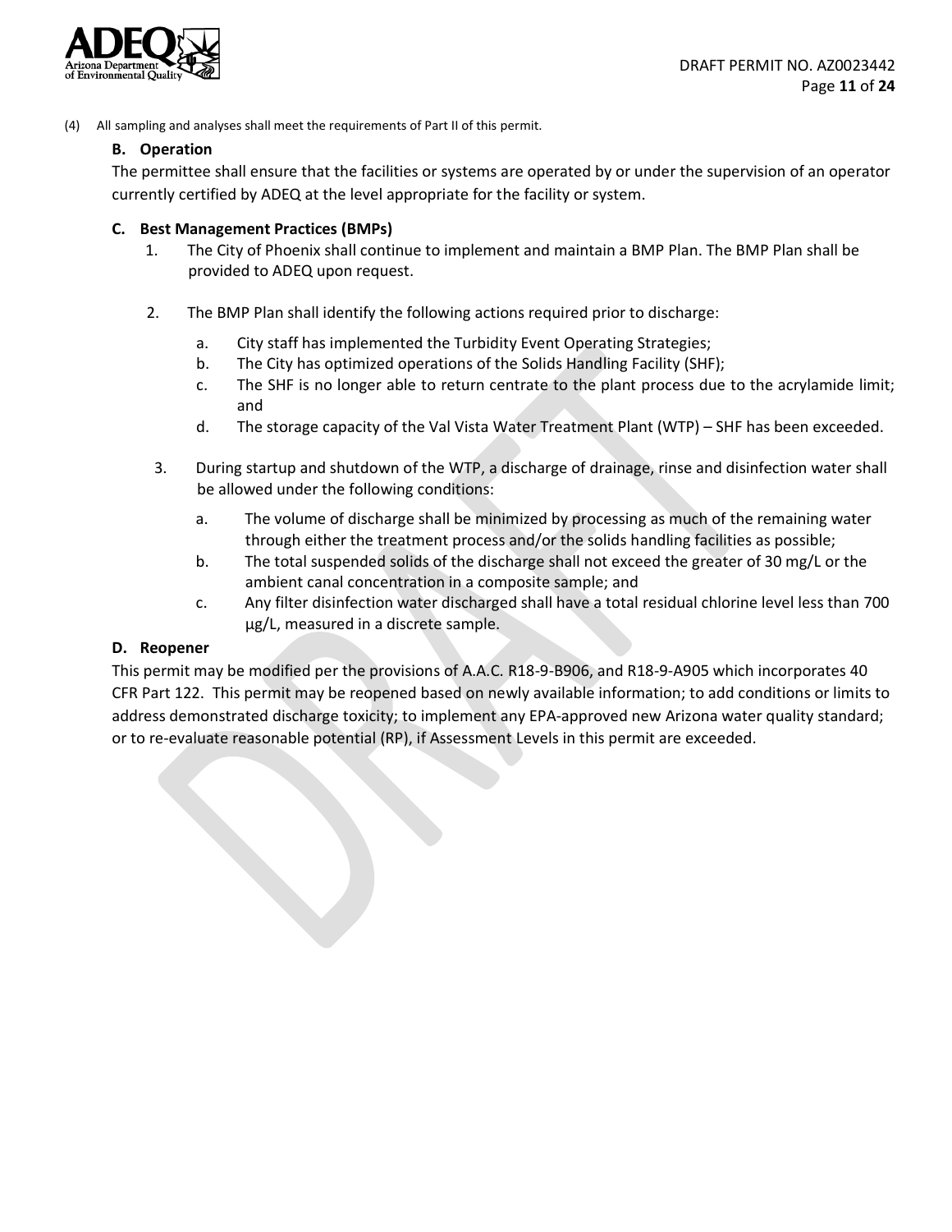(4) All sampling and analyses shall meet the requirements of Part II of this permit.

### B. Operation

The permittee shall ensure that the facilities or systems are operated by or under the supervision of an operator currently certified by ADEQ at the level appropriate for the facility or system.

### C. Best Management Practices (BMPs)

1. The City of Phoenix shall continue to implement and maintain a BMP Plan. The BMP Plan shall be provided to ADEQ upon request.

2. The BMP Plan shall identify the following actions required prior to discharge:
   a. City staff has implemented the Turbidity Event Operating Strategies;
   b. The City has optimized operations of the Solids Handling Facility (SHF);
   c. The SHF is no longer able to return centrate to the plant process due to the acrylamide limit; and
   d. The storage capacity of the Val Vista Water Treatment Plant (WTP) – SHF has been exceeded.

3. During startup and shutdown of the WTP, a discharge of drainage, rinse and disinfection water shall be allowed under the following conditions:
   a. The volume of discharge shall be minimized by processing as much of the remaining water through either the treatment process and/or the solids handling facilities as possible;
   b. The total suspended solids of the discharge shall not exceed the greater of 30 mg/L or the ambient canal concentration in a composite sample; and
   c. Any filter disinfection water discharged shall have a total residual chlorine level less than 700 µg/L, measured in a discrete sample.

### D. Reopener

This permit may be modified per the provisions of A.A.C. R18-9-B906, and R18-9-A905 which incorporates 40 CFR Part 122. This permit may be reopened based on newly available information; to add conditions or limits to address demonstrated discharge toxicity; to implement any EPA-approved new Arizona water quality standard; or to re-evaluate reasonable potential (RP), if Assessment Levels in this permit are exceeded.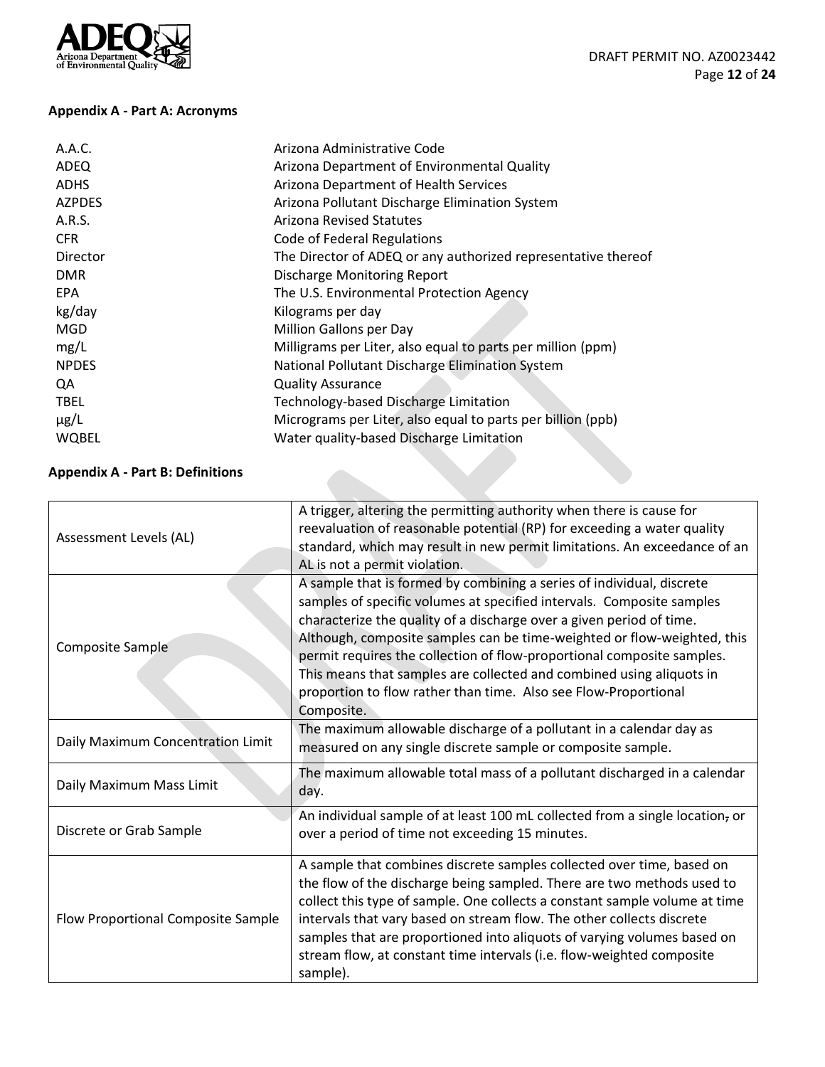### Appendix A - Part A: Acronyms

| | |
|---|---|
| A.A.C. | Arizona Administrative Code |
| ADEQ | Arizona Department of Environmental Quality |
| ADHS | Arizona Department of Health Services |
| AZPDES | Arizona Pollutant Discharge Elimination System |
| A.R.S. | Arizona Revised Statutes |
| CFR | Code of Federal Regulations |
| Director | The Director of ADEQ or any authorized representative thereof |
| DMR | Discharge Monitoring Report |
| EPA | The U.S. Environmental Protection Agency |
| kg/day | Kilograms per day |
| MGD | Million Gallons per Day |
| mg/L | Milligrams per Liter, also equal to parts per million (ppm) |
| NPDES | National Pollutant Discharge Elimination System |
| QA | Quality Assurance |
| TBEL | Technology-based Discharge Limitation |
| μg/L | Micrograms per Liter, also equal to parts per billion (ppb) |
| WQBEL | Water quality-based Discharge Limitation |

### Appendix A - Part B: Definitions

| | |
|---|---|
| Assessment Levels (AL) | A trigger, altering the permitting authority when there is cause for reevaluation of reasonable potential (RP) for exceeding a water quality standard, which may result in new permit limitations. An exceedance of an AL is not a permit violation. |
| Composite Sample | A sample that is formed by combining a series of individual, discrete samples of specific volumes at specified intervals. Composite samples characterize the quality of a discharge over a given period of time. Although, composite samples can be time-weighted or flow-weighted, this permit requires the collection of flow-proportional composite samples. This means that samples are collected and combined using aliquots in proportion to flow rather than time. Also see Flow-Proportional Composite. |
| Daily Maximum Concentration Limit | The maximum allowable discharge of a pollutant in a calendar day as measured on any single discrete sample or composite sample. |
| Daily Maximum Mass Limit | The maximum allowable total mass of a pollutant discharged in a calendar day. |
| Discrete or Grab Sample | An individual sample of at least 100 mL collected from a single location, or over a period of time not exceeding 15 minutes. |
| Flow Proportional Composite Sample | A sample that combines discrete samples collected over time, based on the flow of the discharge being sampled. There are two methods used to collect this type of sample. One collects a constant sample volume at time intervals that vary based on stream flow. The other collects discrete samples that are proportioned into aliquots of varying volumes based on stream flow, at constant time intervals (i.e. flow-weighted composite sample). |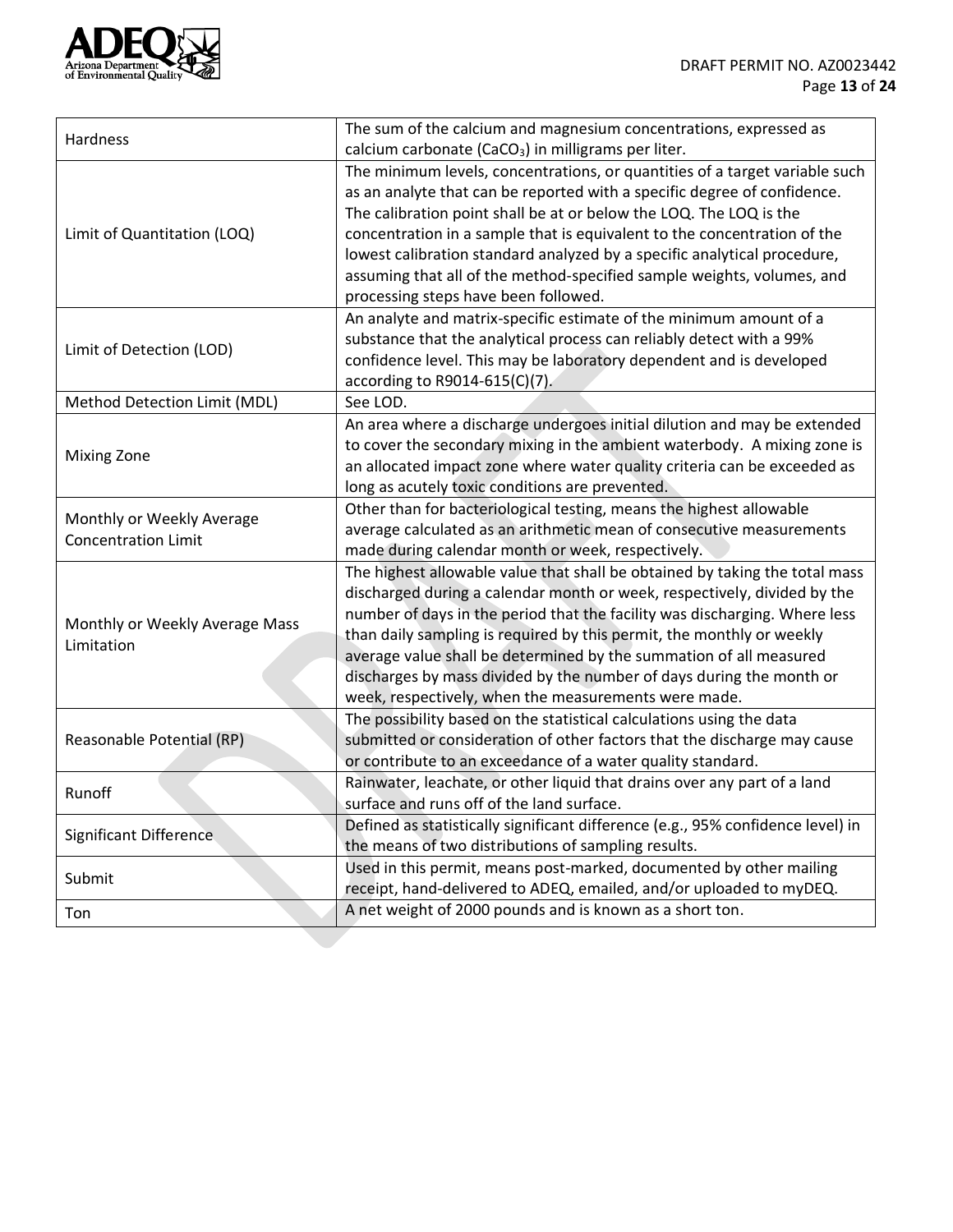| | |
|---|---|
| Hardness | The sum of the calcium and magnesium concentrations, expressed as calcium carbonate ($CaCO_3$) in milligrams per liter. |
| Limit of Quantitation (LOQ) | The minimum levels, concentrations, or quantities of a target variable such as an analyte that can be reported with a specific degree of confidence. The calibration point shall be at or below the LOQ. The LOQ is the concentration in a sample that is equivalent to the concentration of the lowest calibration standard analyzed by a specific analytical procedure, assuming that all of the method-specified sample weights, volumes, and processing steps have been followed. |
| Limit of Detection (LOD) | An analyte and matrix-specific estimate of the minimum amount of a substance that the analytical process can reliably detect with a 99% confidence level. This may be laboratory dependent and is developed according to R9014-615(C)(7). |
| Method Detection Limit (MDL) | See LOD. |
| Mixing Zone | An area where a discharge undergoes initial dilution and may be extended to cover the secondary mixing in the ambient waterbody. A mixing zone is an allocated impact zone where water quality criteria can be exceeded as long as acutely toxic conditions are prevented. |
| Monthly or Weekly Average Concentration Limit | Other than for bacteriological testing, means the highest allowable average calculated as an arithmetic mean of consecutive measurements made during calendar month or week, respectively. |
| Monthly or Weekly Average Mass Limitation | The highest allowable value that shall be obtained by taking the total mass discharged during a calendar month or week, respectively, divided by the number of days in the period that the facility was discharging. Where less than daily sampling is required by this permit, the monthly or weekly average value shall be determined by the summation of all measured discharges by mass divided by the number of days during the month or week, respectively, when the measurements were made. |
| Reasonable Potential (RP) | The possibility based on the statistical calculations using the data submitted or consideration of other factors that the discharge may cause or contribute to an exceedance of a water quality standard. |
| Runoff | Rainwater, leachate, or other liquid that drains over any part of a land surface and runs off of the land surface. |
| Significant Difference | Defined as statistically significant difference (e.g., 95% confidence level) in the means of two distributions of sampling results. |
| Submit | Used in this permit, means post-marked, documented by other mailing receipt, hand-delivered to ADEQ, emailed, and/or uploaded to myDEQ. |
| Ton | A net weight of 2000 pounds and is known as a short ton. |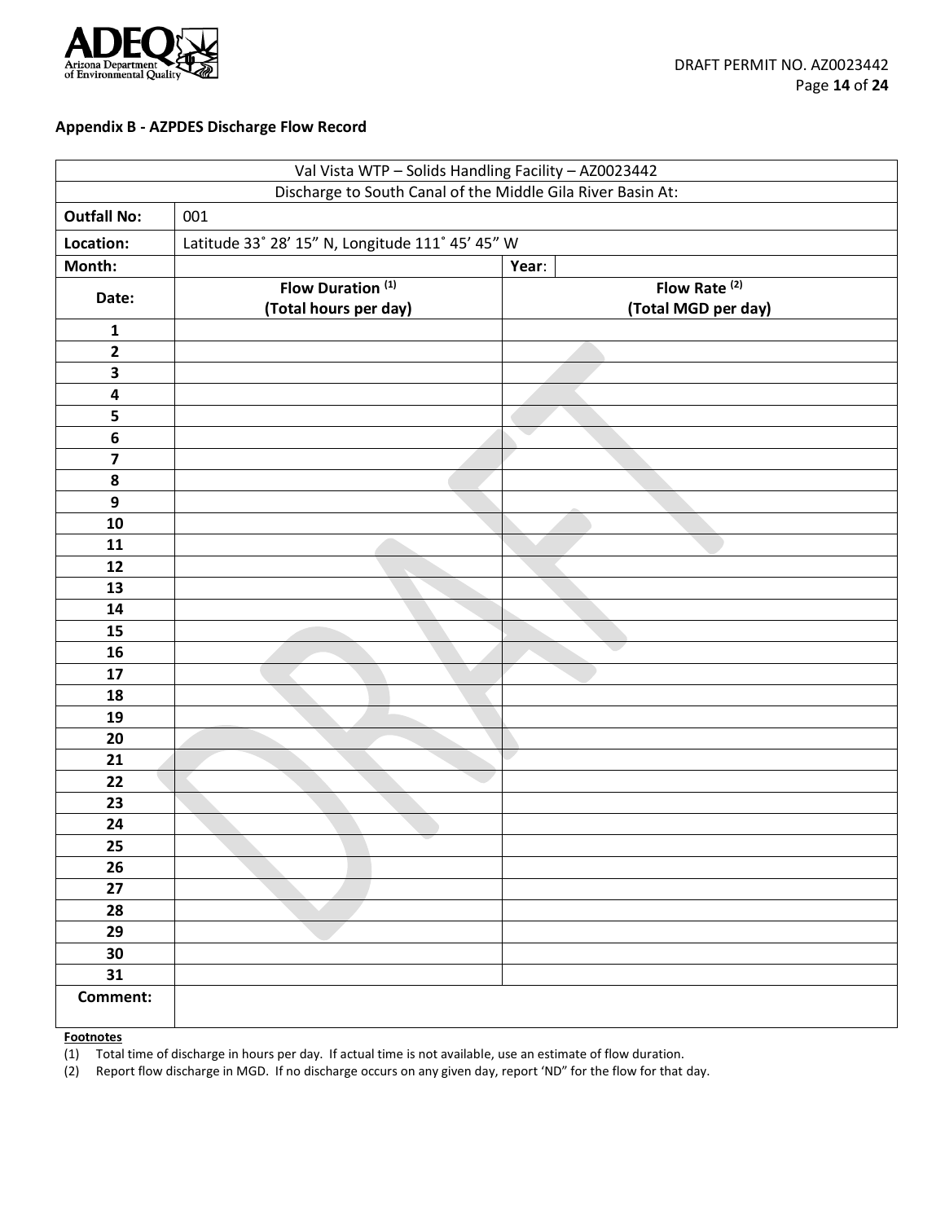## Appendix B - AZPDES Discharge Flow Record

| Val Vista WTP – Solids Handling Facility – AZ0023442 | | | |
|---|---|---|---|
| Discharge to South Canal of the Middle Gila River Basin At: | | | |
| **Outfall No:** | 001 | | |
| **Location:** | Latitude 33˚ 28' 15" N, Longitude 111˚ 45' 45" W | | |
| **Month:** | | **Year**: | |
| **Date:** | **Flow Duration [1] (Total hours per day)** | **Flow Rate [2] (Total MGD per day)** | |
| **1** | | | |
| **2** | | | |
| **3** | | | |
| **4** | | | |
| **5** | | | |
| **6** | | | |
| **7** | | | |
| **8** | | | |
| **9** | | | |
| **10** | | | |
| **11** | | | |
| **12** | | | |
| **13** | | | |
| **14** | | | |
| **15** | | | |
| **16** | | | |
| **17** | | | |
| **18** | | | |
| **19** | | | |
| **20** | | | |
| **21** | | | |
| **22** | | | |
| **23** | | | |
| **24** | | | |
| **25** | | | |
| **26** | | | |
| **27** | | | |
| **28** | | | |
| **29** | | | |
| **30** | | | |
| **31** | | | |
| **Comment:** | | | |

**Footnotes**

(1) Total time of discharge in hours per day. If actual time is not available, use an estimate of flow duration.

(2) Report flow discharge in MGD. If no discharge occurs on any given day, report 'ND" for the flow for that day.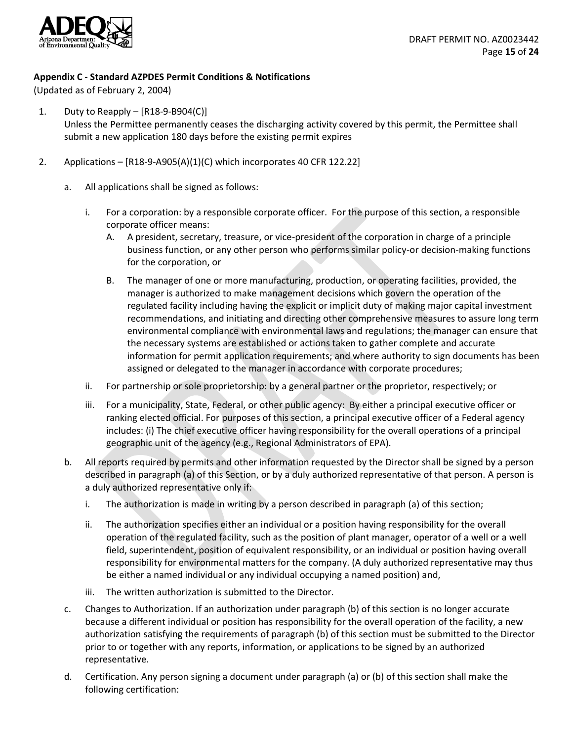**Appendix C - Standard AZPDES Permit Conditions & Notifications**

(Updated as of February 2, 2004)

1. Duty to Reapply – [R18-9-B904(C)]
   Unless the Permittee permanently ceases the discharging activity covered by this permit, the Permittee shall submit a new application 180 days before the existing permit expires

2. Applications – [R18-9-A905(A)(1)(C) which incorporates 40 CFR 122.22]

   a. All applications shall be signed as follows:

      i. For a corporation: by a responsible corporate officer. For the purpose of this section, a responsible corporate officer means:
         A. A president, secretary, treasure, or vice-president of the corporation in charge of a principle business function, or any other person who performs similar policy-or decision-making functions for the corporation, or

         B. The manager of one or more manufacturing, production, or operating facilities, provided, the manager is authorized to make management decisions which govern the operation of the regulated facility including having the explicit or implicit duty of making major capital investment recommendations, and initiating and directing other comprehensive measures to assure long term environmental compliance with environmental laws and regulations; the manager can ensure that the necessary systems are established or actions taken to gather complete and accurate information for permit application requirements; and where authority to sign documents has been assigned or delegated to the manager in accordance with corporate procedures;

      ii. For partnership or sole proprietorship: by a general partner or the proprietor, respectively; or

      iii. For a municipality, State, Federal, or other public agency: By either a principal executive officer or ranking elected official. For purposes of this section, a principal executive officer of a Federal agency includes: (i) The chief executive officer having responsibility for the overall operations of a principal geographic unit of the agency (e.g., Regional Administrators of EPA).

   b. All reports required by permits and other information requested by the Director shall be signed by a person described in paragraph (a) of this Section, or by a duly authorized representative of that person. A person is a duly authorized representative only if:

      i. The authorization is made in writing by a person described in paragraph (a) of this section;

      ii. The authorization specifies either an individual or a position having responsibility for the overall operation of the regulated facility, such as the position of plant manager, operator of a well or a well field, superintendent, position of equivalent responsibility, or an individual or position having overall responsibility for environmental matters for the company. (A duly authorized representative may thus be either a named individual or any individual occupying a named position) and,

      iii. The written authorization is submitted to the Director.

   c. Changes to Authorization. If an authorization under paragraph (b) of this section is no longer accurate because a different individual or position has responsibility for the overall operation of the facility, a new authorization satisfying the requirements of paragraph (b) of this section must be submitted to the Director prior to or together with any reports, information, or applications to be signed by an authorized representative.

   d. Certification. Any person signing a document under paragraph (a) or (b) of this section shall make the following certification: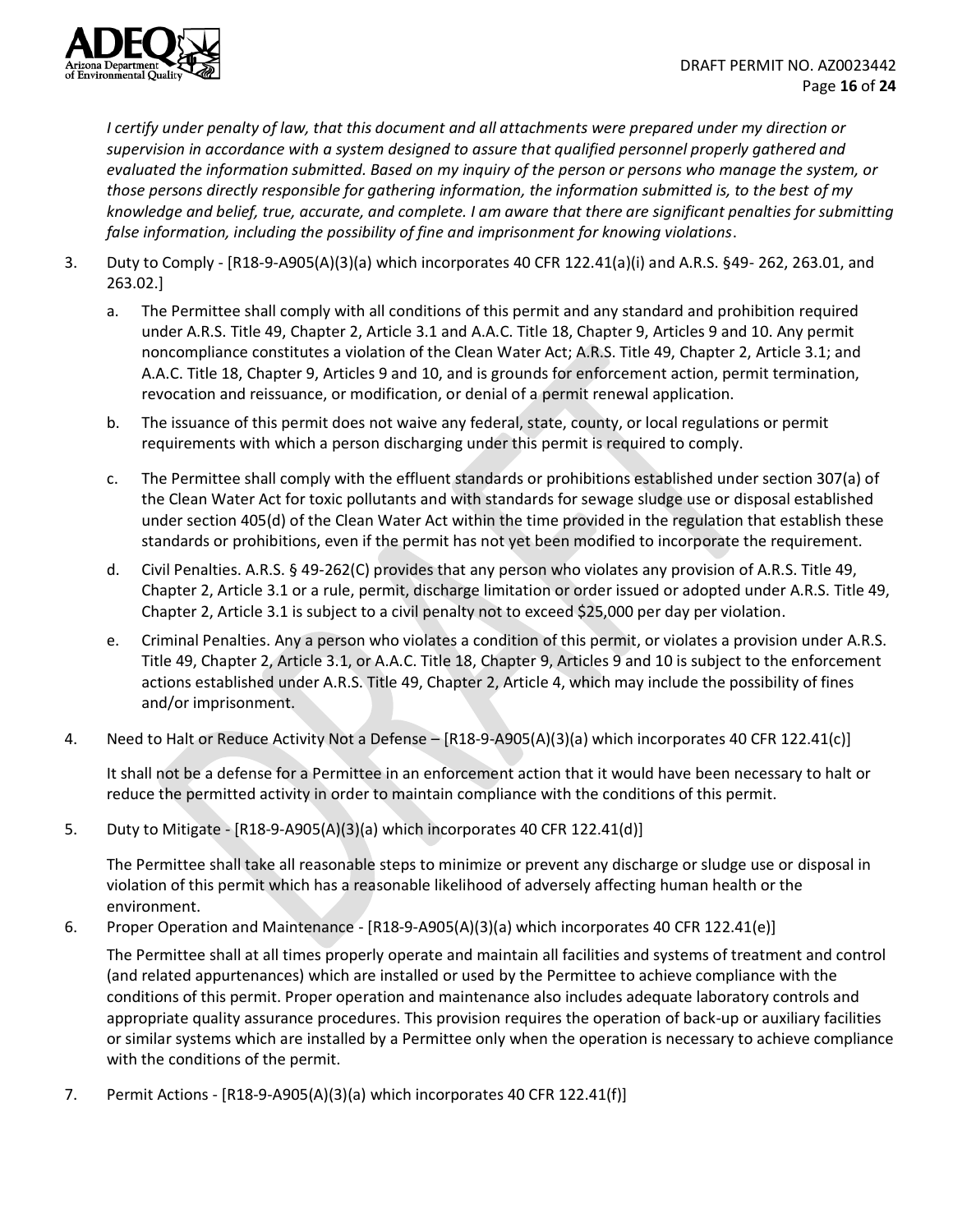*I certify under penalty of law, that this document and all attachments were prepared under my direction or supervision in accordance with a system designed to assure that qualified personnel properly gathered and evaluated the information submitted. Based on my inquiry of the person or persons who manage the system, or those persons directly responsible for gathering information, the information submitted is, to the best of my knowledge and belief, true, accurate, and complete. I am aware that there are significant penalties for submitting false information, including the possibility of fine and imprisonment for knowing violations*.

3. Duty to Comply - [R18-9-A905(A)(3)(a) which incorporates 40 CFR 122.41(a)(i) and A.R.S. §49- 262, 263.01, and 263.02.]

   a. The Permittee shall comply with all conditions of this permit and any standard and prohibition required under A.R.S. Title 49, Chapter 2, Article 3.1 and A.A.C. Title 18, Chapter 9, Articles 9 and 10. Any permit noncompliance constitutes a violation of the Clean Water Act; A.R.S. Title 49, Chapter 2, Article 3.1; and A.A.C. Title 18, Chapter 9, Articles 9 and 10, and is grounds for enforcement action, permit termination, revocation and reissuance, or modification, or denial of a permit renewal application.

   b. The issuance of this permit does not waive any federal, state, county, or local regulations or permit requirements with which a person discharging under this permit is required to comply.

   c. The Permittee shall comply with the effluent standards or prohibitions established under section 307(a) of the Clean Water Act for toxic pollutants and with standards for sewage sludge use or disposal established under section 405(d) of the Clean Water Act within the time provided in the regulation that establish these standards or prohibitions, even if the permit has not yet been modified to incorporate the requirement.

   d. Civil Penalties. A.R.S. § 49-262(C) provides that any person who violates any provision of A.R.S. Title 49, Chapter 2, Article 3.1 or a rule, permit, discharge limitation or order issued or adopted under A.R.S. Title 49, Chapter 2, Article 3.1 is subject to a civil penalty not to exceed $25,000 per day per violation.

   e. Criminal Penalties. Any a person who violates a condition of this permit, or violates a provision under A.R.S. Title 49, Chapter 2, Article 3.1, or A.A.C. Title 18, Chapter 9, Articles 9 and 10 is subject to the enforcement actions established under A.R.S. Title 49, Chapter 2, Article 4, which may include the possibility of fines and/or imprisonment.

4. Need to Halt or Reduce Activity Not a Defense – [R18-9-A905(A)(3)(a) which incorporates 40 CFR 122.41(c)]

   It shall not be a defense for a Permittee in an enforcement action that it would have been necessary to halt or reduce the permitted activity in order to maintain compliance with the conditions of this permit.

5. Duty to Mitigate - [R18-9-A905(A)(3)(a) which incorporates 40 CFR 122.41(d)]

   The Permittee shall take all reasonable steps to minimize or prevent any discharge or sludge use or disposal in violation of this permit which has a reasonable likelihood of adversely affecting human health or the environment.

6. Proper Operation and Maintenance - [R18-9-A905(A)(3)(a) which incorporates 40 CFR 122.41(e)]

   The Permittee shall at all times properly operate and maintain all facilities and systems of treatment and control (and related appurtenances) which are installed or used by the Permittee to achieve compliance with the conditions of this permit. Proper operation and maintenance also includes adequate laboratory controls and appropriate quality assurance procedures. This provision requires the operation of back-up or auxiliary facilities or similar systems which are installed by a Permittee only when the operation is necessary to achieve compliance with the conditions of the permit.

7. Permit Actions - [R18-9-A905(A)(3)(a) which incorporates 40 CFR 122.41(f)]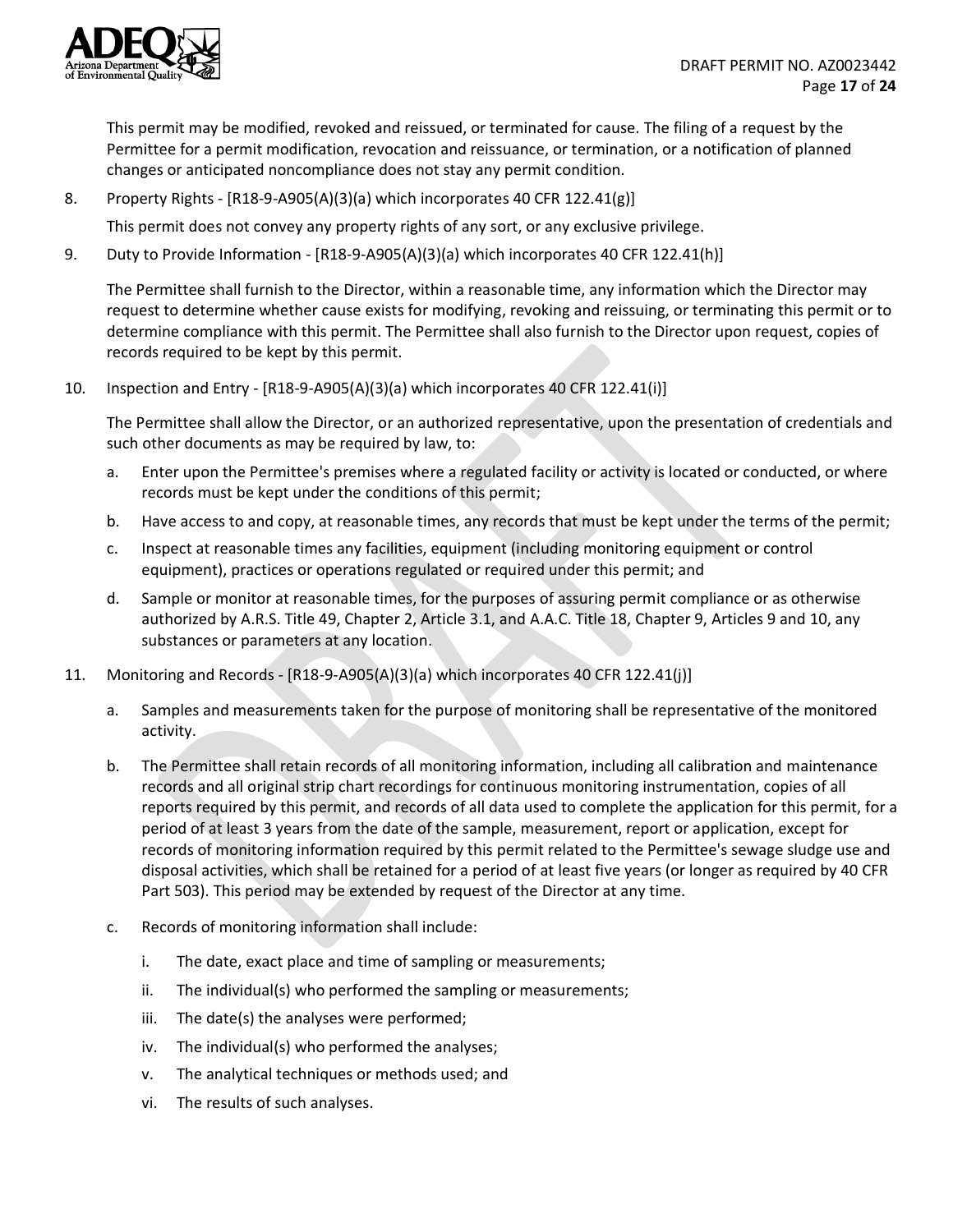This permit may be modified, revoked and reissued, or terminated for cause. The filing of a request by the Permittee for a permit modification, revocation and reissuance, or termination, or a notification of planned changes or anticipated noncompliance does not stay any permit condition.

8. Property Rights - [R18-9-A905(A)(3)(a) which incorporates 40 CFR 122.41(g)]

   This permit does not convey any property rights of any sort, or any exclusive privilege.

9. Duty to Provide Information - [R18-9-A905(A)(3)(a) which incorporates 40 CFR 122.41(h)]

   The Permittee shall furnish to the Director, within a reasonable time, any information which the Director may request to determine whether cause exists for modifying, revoking and reissuing, or terminating this permit or to determine compliance with this permit. The Permittee shall also furnish to the Director upon request, copies of records required to be kept by this permit.

10. Inspection and Entry - [R18-9-A905(A)(3)(a) which incorporates 40 CFR 122.41(i)]

    The Permittee shall allow the Director, or an authorized representative, upon the presentation of credentials and such other documents as may be required by law, to:

    a. Enter upon the Permittee's premises where a regulated facility or activity is located or conducted, or where records must be kept under the conditions of this permit;
    b. Have access to and copy, at reasonable times, any records that must be kept under the terms of the permit;
    c. Inspect at reasonable times any facilities, equipment (including monitoring equipment or control equipment), practices or operations regulated or required under this permit; and
    d. Sample or monitor at reasonable times, for the purposes of assuring permit compliance or as otherwise authorized by A.R.S. Title 49, Chapter 2, Article 3.1, and A.A.C. Title 18, Chapter 9, Articles 9 and 10, any substances or parameters at any location.

11. Monitoring and Records - [R18-9-A905(A)(3)(a) which incorporates 40 CFR 122.41(j)]

    a. Samples and measurements taken for the purpose of monitoring shall be representative of the monitored activity.
    b. The Permittee shall retain records of all monitoring information, including all calibration and maintenance records and all original strip chart recordings for continuous monitoring instrumentation, copies of all reports required by this permit, and records of all data used to complete the application for this permit, for a period of at least 3 years from the date of the sample, measurement, report or application, except for records of monitoring information required by this permit related to the Permittee's sewage sludge use and disposal activities, which shall be retained for a period of at least five years (or longer as required by 40 CFR Part 503). This period may be extended by request of the Director at any time.
    c. Records of monitoring information shall include:
       i. The date, exact place and time of sampling or measurements;
       ii. The individual(s) who performed the sampling or measurements;
       iii. The date(s) the analyses were performed;
       iv. The individual(s) who performed the analyses;
       v. The analytical techniques or methods used; and
       vi. The results of such analyses.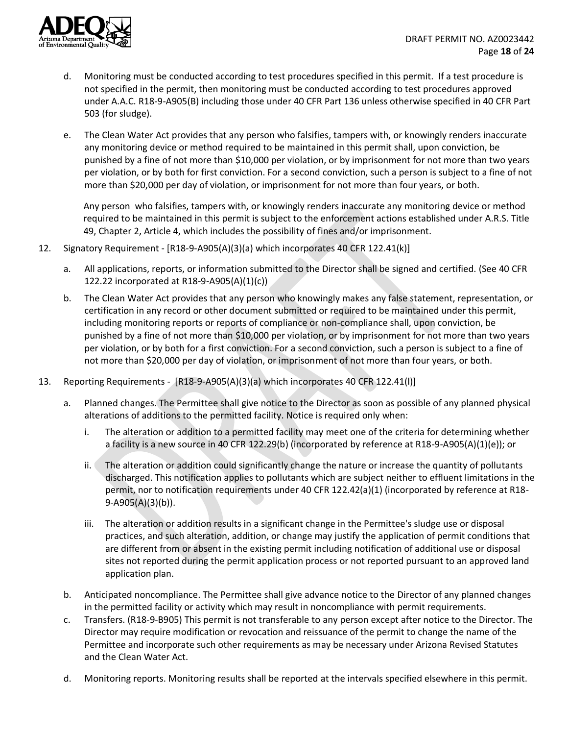d. Monitoring must be conducted according to test procedures specified in this permit. If a test procedure is not specified in the permit, then monitoring must be conducted according to test procedures approved under A.A.C. R18-9-A905(B) including those under 40 CFR Part 136 unless otherwise specified in 40 CFR Part 503 (for sludge).

e. The Clean Water Act provides that any person who falsifies, tampers with, or knowingly renders inaccurate any monitoring device or method required to be maintained in this permit shall, upon conviction, be punished by a fine of not more than $10,000 per violation, or by imprisonment for not more than two years per violation, or by both for first conviction. For a second conviction, such a person is subject to a fine of not more than $20,000 per day of violation, or imprisonment for not more than four years, or both.

   Any person who falsifies, tampers with, or knowingly renders inaccurate any monitoring device or method required to be maintained in this permit is subject to the enforcement actions established under A.R.S. Title 49, Chapter 2, Article 4, which includes the possibility of fines and/or imprisonment.

12. Signatory Requirement - [R18-9-A905(A)(3)(a) which incorporates 40 CFR 122.41(k)]

    a. All applications, reports, or information submitted to the Director shall be signed and certified. (See 40 CFR 122.22 incorporated at R18-9-A905(A)(1)(c))

    b. The Clean Water Act provides that any person who knowingly makes any false statement, representation, or certification in any record or other document submitted or required to be maintained under this permit, including monitoring reports or reports of compliance or non-compliance shall, upon conviction, be punished by a fine of not more than $10,000 per violation, or by imprisonment for not more than two years per violation, or by both for a first conviction. For a second conviction, such a person is subject to a fine of not more than $20,000 per day of violation, or imprisonment of not more than four years, or both.

13. Reporting Requirements - [R18-9-A905(A)(3)(a) which incorporates 40 CFR 122.41(l)]

    a. Planned changes. The Permittee shall give notice to the Director as soon as possible of any planned physical alterations of additions to the permitted facility. Notice is required only when:

       i. The alteration or addition to a permitted facility may meet one of the criteria for determining whether a facility is a new source in 40 CFR 122.29(b) (incorporated by reference at R18-9-A905(A)(1)(e)); or

       ii. The alteration or addition could significantly change the nature or increase the quantity of pollutants discharged. This notification applies to pollutants which are subject neither to effluent limitations in the permit, nor to notification requirements under 40 CFR 122.42(a)(1) (incorporated by reference at R18-9-A905(A)(3)(b)).

       iii. The alteration or addition results in a significant change in the Permittee's sludge use or disposal practices, and such alteration, addition, or change may justify the application of permit conditions that are different from or absent in the existing permit including notification of additional use or disposal sites not reported during the permit application process or not reported pursuant to an approved land application plan.

    b. Anticipated noncompliance. The Permittee shall give advance notice to the Director of any planned changes in the permitted facility or activity which may result in noncompliance with permit requirements.

    c. Transfers. (R18-9-B905) This permit is not transferable to any person except after notice to the Director. The Director may require modification or revocation and reissuance of the permit to change the name of the Permittee and incorporate such other requirements as may be necessary under Arizona Revised Statutes and the Clean Water Act.

    d. Monitoring reports. Monitoring results shall be reported at the intervals specified elsewhere in this permit.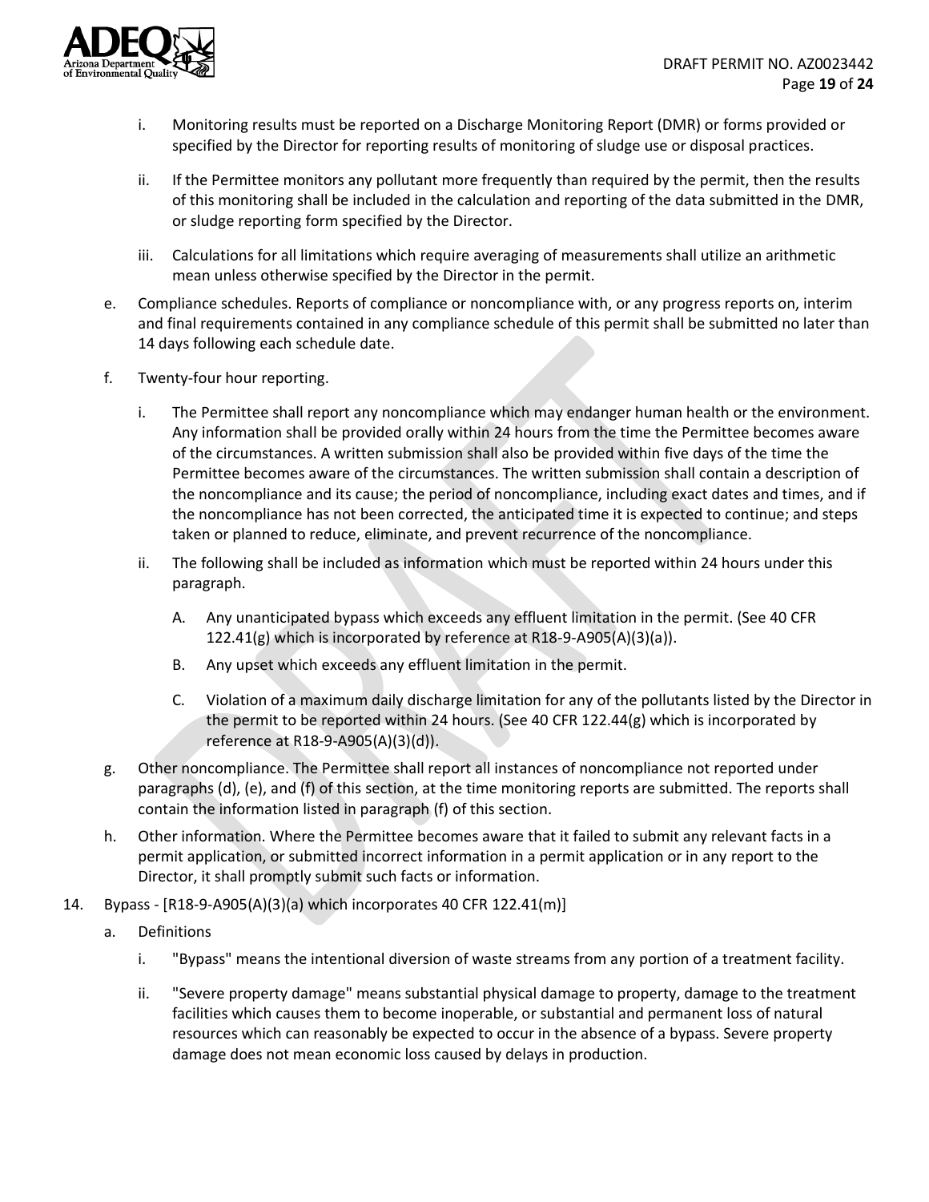i. Monitoring results must be reported on a Discharge Monitoring Report (DMR) or forms provided or specified by the Director for reporting results of monitoring of sludge use or disposal practices.

ii. If the Permittee monitors any pollutant more frequently than required by the permit, then the results of this monitoring shall be included in the calculation and reporting of the data submitted in the DMR, or sludge reporting form specified by the Director.

iii. Calculations for all limitations which require averaging of measurements shall utilize an arithmetic mean unless otherwise specified by the Director in the permit.

e. Compliance schedules. Reports of compliance or noncompliance with, or any progress reports on, interim and final requirements contained in any compliance schedule of this permit shall be submitted no later than 14 days following each schedule date.

f. Twenty-four hour reporting.

i. The Permittee shall report any noncompliance which may endanger human health or the environment. Any information shall be provided orally within 24 hours from the time the Permittee becomes aware of the circumstances. A written submission shall also be provided within five days of the time the Permittee becomes aware of the circumstances. The written submission shall contain a description of the noncompliance and its cause; the period of noncompliance, including exact dates and times, and if the noncompliance has not been corrected, the anticipated time it is expected to continue; and steps taken or planned to reduce, eliminate, and prevent recurrence of the noncompliance.

ii. The following shall be included as information which must be reported within 24 hours under this paragraph.

A. Any unanticipated bypass which exceeds any effluent limitation in the permit. (See 40 CFR 122.41(g) which is incorporated by reference at R18-9-A905(A)(3)(a)).

B. Any upset which exceeds any effluent limitation in the permit.

C. Violation of a maximum daily discharge limitation for any of the pollutants listed by the Director in the permit to be reported within 24 hours. (See 40 CFR 122.44(g) which is incorporated by reference at R18-9-A905(A)(3)(d)).

g. Other noncompliance. The Permittee shall report all instances of noncompliance not reported under paragraphs (d), (e), and (f) of this section, at the time monitoring reports are submitted. The reports shall contain the information listed in paragraph (f) of this section.

h. Other information. Where the Permittee becomes aware that it failed to submit any relevant facts in a permit application, or submitted incorrect information in a permit application or in any report to the Director, it shall promptly submit such facts or information.

14. Bypass - [R18-9-A905(A)(3)(a) which incorporates 40 CFR 122.41(m)]

a. Definitions

i. "Bypass" means the intentional diversion of waste streams from any portion of a treatment facility.

ii. "Severe property damage" means substantial physical damage to property, damage to the treatment facilities which causes them to become inoperable, or substantial and permanent loss of natural resources which can reasonably be expected to occur in the absence of a bypass. Severe property damage does not mean economic loss caused by delays in production.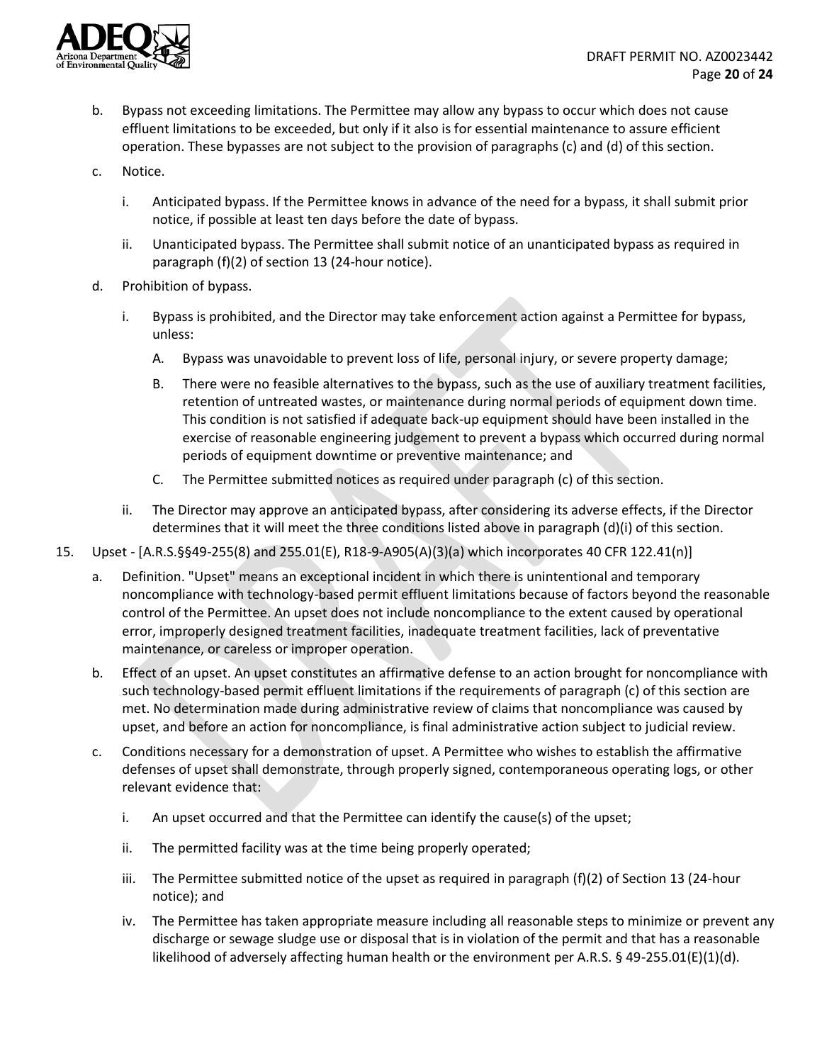b. Bypass not exceeding limitations. The Permittee may allow any bypass to occur which does not cause effluent limitations to be exceeded, but only if it also is for essential maintenance to assure efficient operation. These bypasses are not subject to the provision of paragraphs (c) and (d) of this section.

c. Notice.

   i. Anticipated bypass. If the Permittee knows in advance of the need for a bypass, it shall submit prior notice, if possible at least ten days before the date of bypass.

   ii. Unanticipated bypass. The Permittee shall submit notice of an unanticipated bypass as required in paragraph (f)(2) of section 13 (24-hour notice).

d. Prohibition of bypass.

   i. Bypass is prohibited, and the Director may take enforcement action against a Permittee for bypass, unless:

      A. Bypass was unavoidable to prevent loss of life, personal injury, or severe property damage;

      B. There were no feasible alternatives to the bypass, such as the use of auxiliary treatment facilities, retention of untreated wastes, or maintenance during normal periods of equipment down time. This condition is not satisfied if adequate back-up equipment should have been installed in the exercise of reasonable engineering judgement to prevent a bypass which occurred during normal periods of equipment downtime or preventive maintenance; and

      C. The Permittee submitted notices as required under paragraph (c) of this section.

   ii. The Director may approve an anticipated bypass, after considering its adverse effects, if the Director determines that it will meet the three conditions listed above in paragraph (d)(i) of this section.

15. Upset - [A.R.S.§§49-255(8) and 255.01(E), R18-9-A905(A)(3)(a) which incorporates 40 CFR 122.41(n)]

a. Definition. "Upset" means an exceptional incident in which there is unintentional and temporary noncompliance with technology-based permit effluent limitations because of factors beyond the reasonable control of the Permittee. An upset does not include noncompliance to the extent caused by operational error, improperly designed treatment facilities, inadequate treatment facilities, lack of preventative maintenance, or careless or improper operation.

b. Effect of an upset. An upset constitutes an affirmative defense to an action brought for noncompliance with such technology-based permit effluent limitations if the requirements of paragraph (c) of this section are met. No determination made during administrative review of claims that noncompliance was caused by upset, and before an action for noncompliance, is final administrative action subject to judicial review.

c. Conditions necessary for a demonstration of upset. A Permittee who wishes to establish the affirmative defenses of upset shall demonstrate, through properly signed, contemporaneous operating logs, or other relevant evidence that:

   i. An upset occurred and that the Permittee can identify the cause(s) of the upset;

   ii. The permitted facility was at the time being properly operated;

   iii. The Permittee submitted notice of the upset as required in paragraph (f)(2) of Section 13 (24-hour notice); and

   iv. The Permittee has taken appropriate measure including all reasonable steps to minimize or prevent any discharge or sewage sludge use or disposal that is in violation of the permit and that has a reasonable likelihood of adversely affecting human health or the environment per A.R.S. § 49-255.01(E)(1)(d).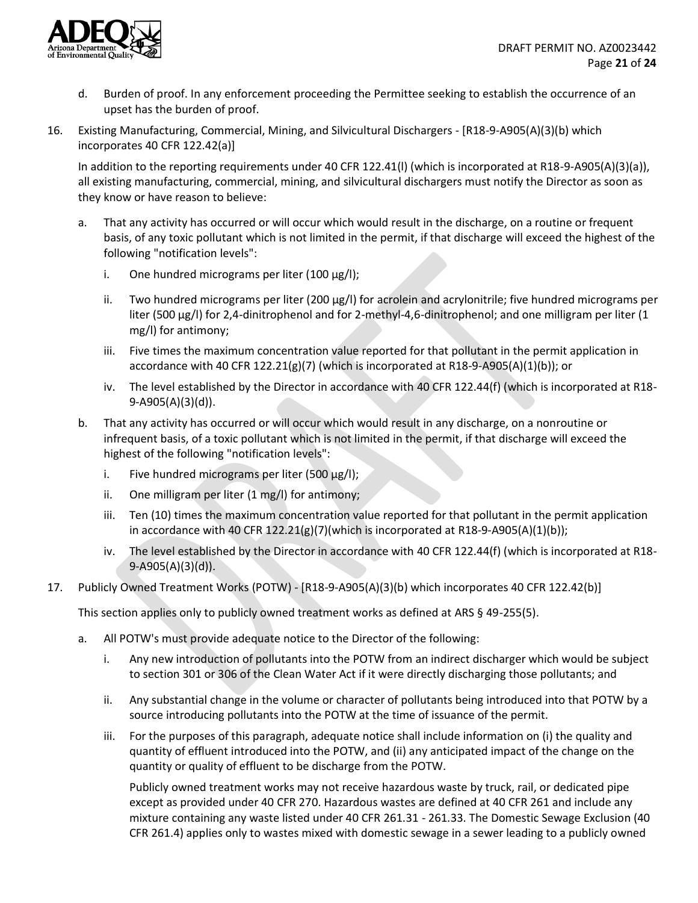d. Burden of proof. In any enforcement proceeding the Permittee seeking to establish the occurrence of an upset has the burden of proof.

16. Existing Manufacturing, Commercial, Mining, and Silvicultural Dischargers - [R18-9-A905(A)(3)(b) which incorporates 40 CFR 122.42(a)]

    In addition to the reporting requirements under 40 CFR 122.41(l) (which is incorporated at R18-9-A905(A)(3)(a)), all existing manufacturing, commercial, mining, and silvicultural dischargers must notify the Director as soon as they know or have reason to believe:

    a. That any activity has occurred or will occur which would result in the discharge, on a routine or frequent basis, of any toxic pollutant which is not limited in the permit, if that discharge will exceed the highest of the following "notification levels":

        i. One hundred micrograms per liter (100 µg/l);

        ii. Two hundred micrograms per liter (200 µg/l) for acrolein and acrylonitrile; five hundred micrograms per liter (500 µg/l) for 2,4-dinitrophenol and for 2-methyl-4,6-dinitrophenol; and one milligram per liter (1 mg/l) for antimony;

        iii. Five times the maximum concentration value reported for that pollutant in the permit application in accordance with 40 CFR 122.21(g)(7) (which is incorporated at R18-9-A905(A)(1)(b)); or

        iv. The level established by the Director in accordance with 40 CFR 122.44(f) (which is incorporated at R18-9-A905(A)(3)(d)).

    b. That any activity has occurred or will occur which would result in any discharge, on a nonroutine or infrequent basis, of a toxic pollutant which is not limited in the permit, if that discharge will exceed the highest of the following "notification levels":

        i. Five hundred micrograms per liter (500 µg/l);

        ii. One milligram per liter (1 mg/l) for antimony;

        iii. Ten (10) times the maximum concentration value reported for that pollutant in the permit application in accordance with 40 CFR 122.21(g)(7)(which is incorporated at R18-9-A905(A)(1)(b));

        iv. The level established by the Director in accordance with 40 CFR 122.44(f) (which is incorporated at R18-9-A905(A)(3)(d)).

17. Publicly Owned Treatment Works (POTW) - [R18-9-A905(A)(3)(b) which incorporates 40 CFR 122.42(b)]

    This section applies only to publicly owned treatment works as defined at ARS § 49-255(5).

    a. All POTW's must provide adequate notice to the Director of the following:

        i. Any new introduction of pollutants into the POTW from an indirect discharger which would be subject to section 301 or 306 of the Clean Water Act if it were directly discharging those pollutants; and

        ii. Any substantial change in the volume or character of pollutants being introduced into that POTW by a source introducing pollutants into the POTW at the time of issuance of the permit.

        iii. For the purposes of this paragraph, adequate notice shall include information on (i) the quality and quantity of effluent introduced into the POTW, and (ii) any anticipated impact of the change on the quantity or quality of effluent to be discharge from the POTW.

        Publicly owned treatment works may not receive hazardous waste by truck, rail, or dedicated pipe except as provided under 40 CFR 270. Hazardous wastes are defined at 40 CFR 261 and include any mixture containing any waste listed under 40 CFR 261.31 - 261.33. The Domestic Sewage Exclusion (40 CFR 261.4) applies only to wastes mixed with domestic sewage in a sewer leading to a publicly owned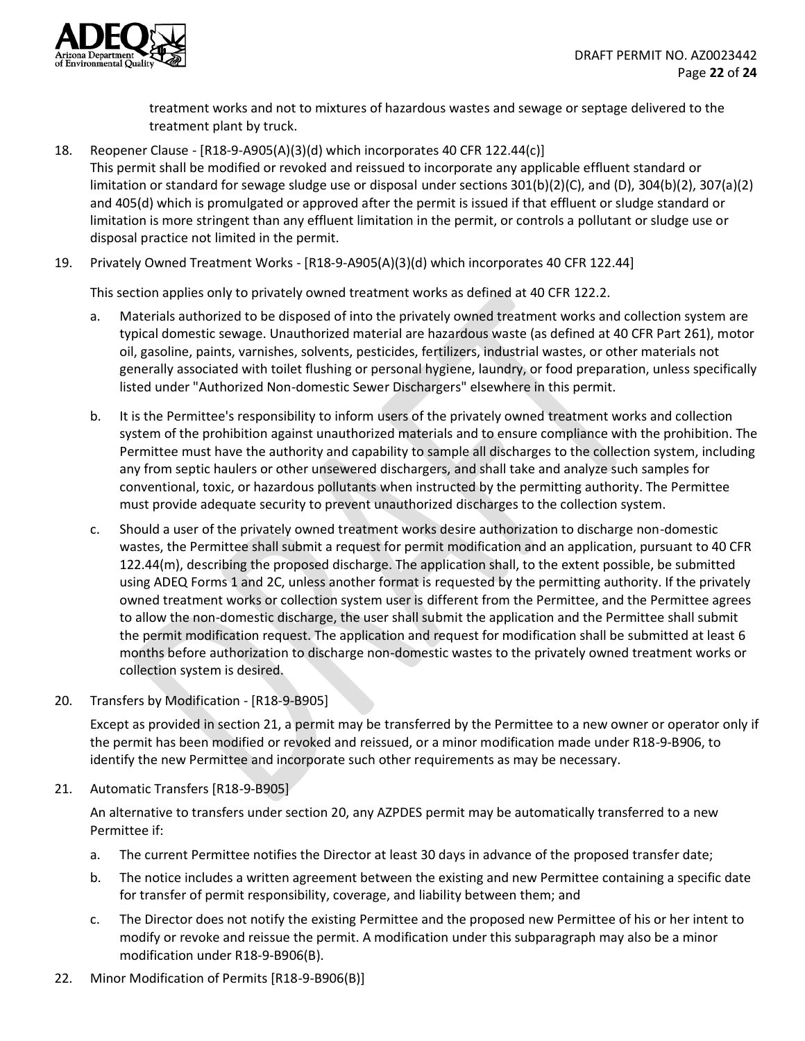treatment works and not to mixtures of hazardous wastes and sewage or septage delivered to the treatment plant by truck.

18. Reopener Clause - [R18-9-A905(A)(3)(d) which incorporates 40 CFR 122.44(c)]
This permit shall be modified or revoked and reissued to incorporate any applicable effluent standard or limitation or standard for sewage sludge use or disposal under sections 301(b)(2)(C), and (D), 304(b)(2), 307(a)(2) and 405(d) which is promulgated or approved after the permit is issued if that effluent or sludge standard or limitation is more stringent than any effluent limitation in the permit, or controls a pollutant or sludge use or disposal practice not limited in the permit.

19. Privately Owned Treatment Works - [R18-9-A905(A)(3)(d) which incorporates 40 CFR 122.44]

    This section applies only to privately owned treatment works as defined at 40 CFR 122.2.

    a. Materials authorized to be disposed of into the privately owned treatment works and collection system are typical domestic sewage. Unauthorized material are hazardous waste (as defined at 40 CFR Part 261), motor oil, gasoline, paints, varnishes, solvents, pesticides, fertilizers, industrial wastes, or other materials not generally associated with toilet flushing or personal hygiene, laundry, or food preparation, unless specifically listed under "Authorized Non-domestic Sewer Dischargers" elsewhere in this permit.

    b. It is the Permittee's responsibility to inform users of the privately owned treatment works and collection system of the prohibition against unauthorized materials and to ensure compliance with the prohibition. The Permittee must have the authority and capability to sample all discharges to the collection system, including any from septic haulers or other unsewered dischargers, and shall take and analyze such samples for conventional, toxic, or hazardous pollutants when instructed by the permitting authority. The Permittee must provide adequate security to prevent unauthorized discharges to the collection system.

    c. Should a user of the privately owned treatment works desire authorization to discharge non-domestic wastes, the Permittee shall submit a request for permit modification and an application, pursuant to 40 CFR 122.44(m), describing the proposed discharge. The application shall, to the extent possible, be submitted using ADEQ Forms 1 and 2C, unless another format is requested by the permitting authority. If the privately owned treatment works or collection system user is different from the Permittee, and the Permittee agrees to allow the non-domestic discharge, the user shall submit the application and the Permittee shall submit the permit modification request. The application and request for modification shall be submitted at least 6 months before authorization to discharge non-domestic wastes to the privately owned treatment works or collection system is desired.

20. Transfers by Modification - [R18-9-B905]

    Except as provided in section 21, a permit may be transferred by the Permittee to a new owner or operator only if the permit has been modified or revoked and reissued, or a minor modification made under R18-9-B906, to identify the new Permittee and incorporate such other requirements as may be necessary.

21. Automatic Transfers [R18-9-B905]

    An alternative to transfers under section 20, any AZPDES permit may be automatically transferred to a new Permittee if:

    a. The current Permittee notifies the Director at least 30 days in advance of the proposed transfer date;

    b. The notice includes a written agreement between the existing and new Permittee containing a specific date for transfer of permit responsibility, coverage, and liability between them; and

    c. The Director does not notify the existing Permittee and the proposed new Permittee of his or her intent to modify or revoke and reissue the permit. A modification under this subparagraph may also be a minor modification under R18-9-B906(B).

22. Minor Modification of Permits [R18-9-B906(B)]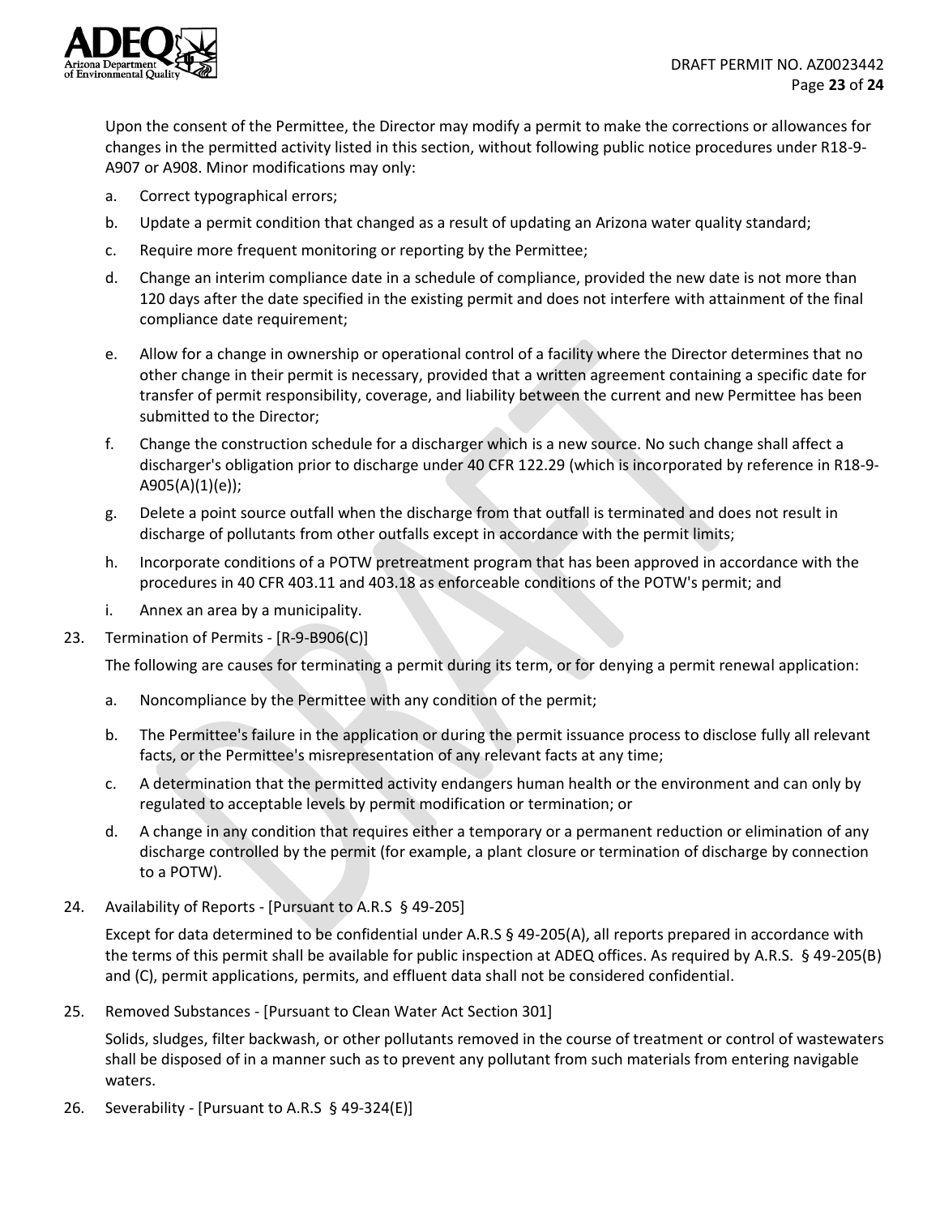Upon the consent of the Permittee, the Director may modify a permit to make the corrections or allowances for changes in the permitted activity listed in this section, without following public notice procedures under R18-9-A907 or A908. Minor modifications may only:

a. Correct typographical errors;

b. Update a permit condition that changed as a result of updating an Arizona water quality standard;

c. Require more frequent monitoring or reporting by the Permittee;

d. Change an interim compliance date in a schedule of compliance, provided the new date is not more than 120 days after the date specified in the existing permit and does not interfere with attainment of the final compliance date requirement;

e. Allow for a change in ownership or operational control of a facility where the Director determines that no other change in their permit is necessary, provided that a written agreement containing a specific date for transfer of permit responsibility, coverage, and liability between the current and new Permittee has been submitted to the Director;

f. Change the construction schedule for a discharger which is a new source. No such change shall affect a discharger's obligation prior to discharge under 40 CFR 122.29 (which is incorporated by reference in R18-9-A905(A)(1)(e));

g. Delete a point source outfall when the discharge from that outfall is terminated and does not result in discharge of pollutants from other outfalls except in accordance with the permit limits;

h. Incorporate conditions of a POTW pretreatment program that has been approved in accordance with the procedures in 40 CFR 403.11 and 403.18 as enforceable conditions of the POTW's permit; and

i. Annex an area by a municipality.

23. Termination of Permits - [R-9-B906(C)]

The following are causes for terminating a permit during its term, or for denying a permit renewal application:

a. Noncompliance by the Permittee with any condition of the permit;

b. The Permittee's failure in the application or during the permit issuance process to disclose fully all relevant facts, or the Permittee's misrepresentation of any relevant facts at any time;

c. A determination that the permitted activity endangers human health or the environment and can only by regulated to acceptable levels by permit modification or termination; or

d. A change in any condition that requires either a temporary or a permanent reduction or elimination of any discharge controlled by the permit (for example, a plant closure or termination of discharge by connection to a POTW).

24. Availability of Reports - [Pursuant to A.R.S § 49-205]

Except for data determined to be confidential under A.R.S § 49-205(A), all reports prepared in accordance with the terms of this permit shall be available for public inspection at ADEQ offices. As required by A.R.S. § 49-205(B) and (C), permit applications, permits, and effluent data shall not be considered confidential.

25. Removed Substances - [Pursuant to Clean Water Act Section 301]

Solids, sludges, filter backwash, or other pollutants removed in the course of treatment or control of wastewaters shall be disposed of in a manner such as to prevent any pollutant from such materials from entering navigable waters.

26. Severability - [Pursuant to A.R.S § 49-324(E)]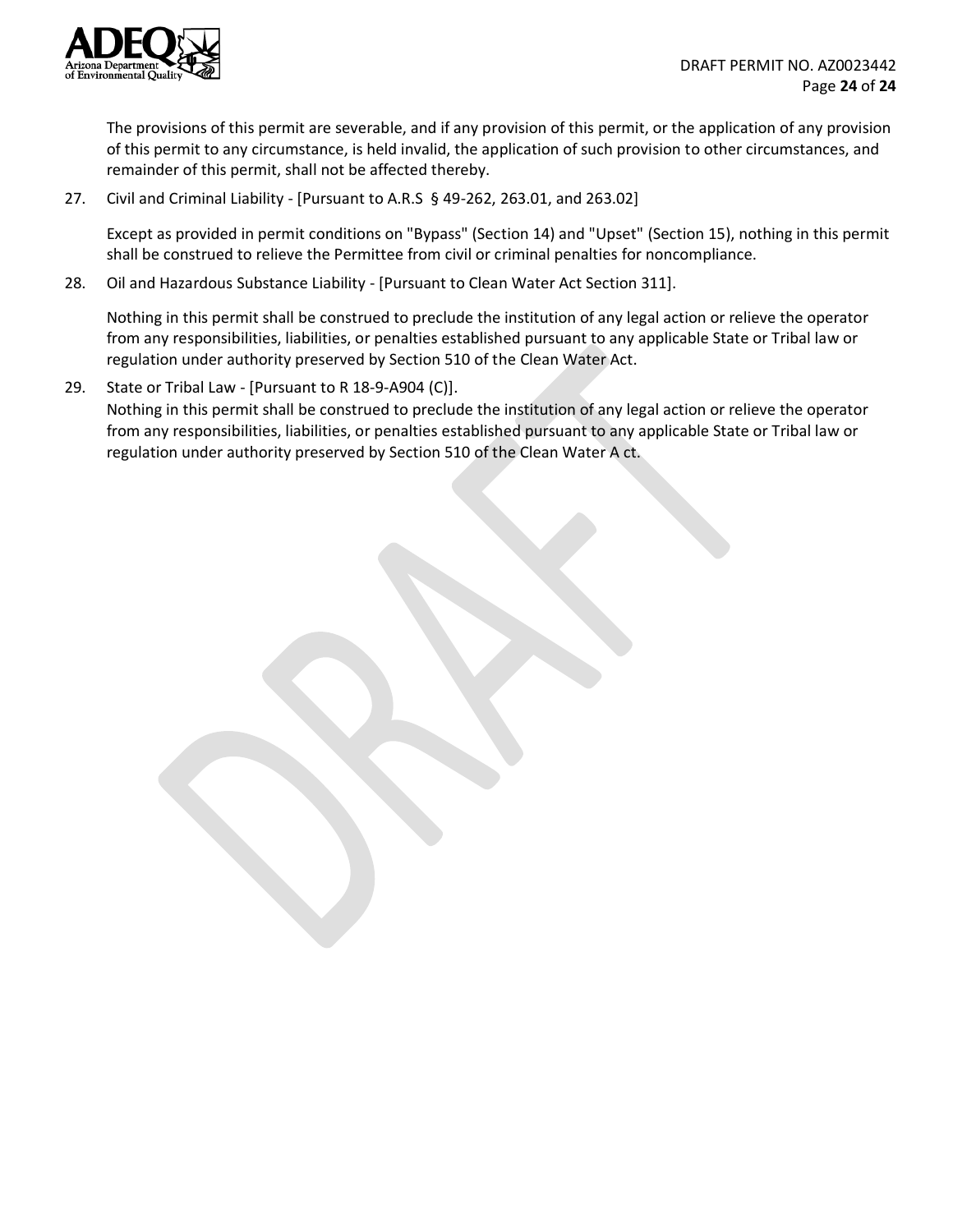The provisions of this permit are severable, and if any provision of this permit, or the application of any provision of this permit to any circumstance, is held invalid, the application of such provision to other circumstances, and remainder of this permit, shall not be affected thereby.

27. Civil and Criminal Liability - [Pursuant to A.R.S § 49-262, 263.01, and 263.02]

    Except as provided in permit conditions on "Bypass" (Section 14) and "Upset" (Section 15), nothing in this permit shall be construed to relieve the Permittee from civil or criminal penalties for noncompliance.

28. Oil and Hazardous Substance Liability - [Pursuant to Clean Water Act Section 311].

    Nothing in this permit shall be construed to preclude the institution of any legal action or relieve the operator from any responsibilities, liabilities, or penalties established pursuant to any applicable State or Tribal law or regulation under authority preserved by Section 510 of the Clean Water Act.

29. State or Tribal Law - [Pursuant to R 18-9-A904 (C)].
    Nothing in this permit shall be construed to preclude the institution of any legal action or relieve the operator from any responsibilities, liabilities, or penalties established pursuant to any applicable State or Tribal law or regulation under authority preserved by Section 510 of the Clean Water A ct.